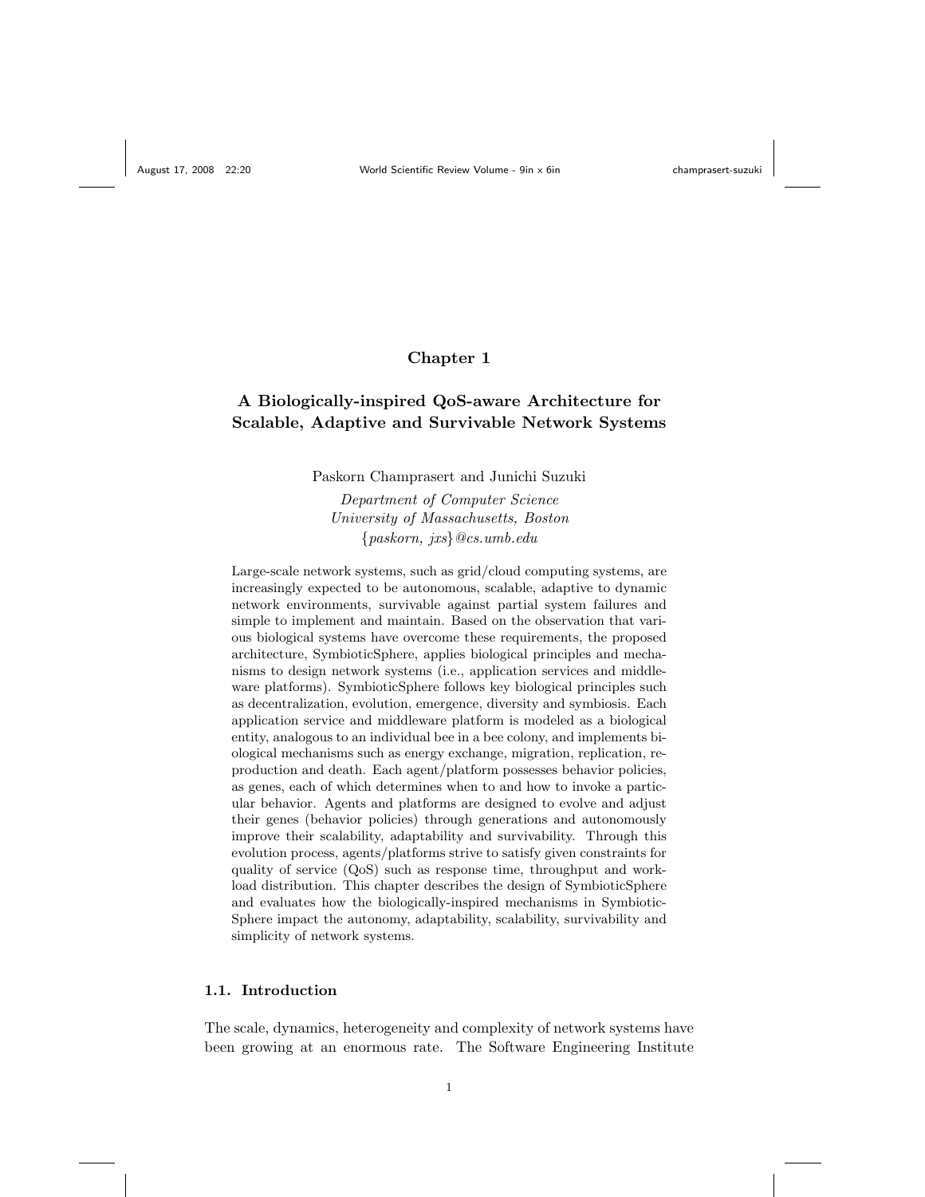# Chapter 1

# A Biologically-inspired QoS-aware Architecture for Scalable, Adaptive and Survivable Network Systems

Paskorn Champrasert and Junichi Suzuki

*Department of Computer Science*
*University of Massachusetts, Boston*
*{paskorn, jxs}@cs.umb.edu*

Large-scale network systems, such as grid/cloud computing systems, are increasingly expected to be autonomous, scalable, adaptive to dynamic network environments, survivable against partial system failures and simple to implement and maintain. Based on the observation that various biological systems have overcome these requirements, the proposed architecture, SymbioticSphere, applies biological principles and mechanisms to design network systems (i.e., application services and middleware platforms). SymbioticSphere follows key biological principles such as decentralization, evolution, emergence, diversity and symbiosis. Each application service and middleware platform is modeled as a biological entity, analogous to an individual bee in a bee colony, and implements biological mechanisms such as energy exchange, migration, replication, reproduction and death. Each agent/platform possesses behavior policies, as genes, each of which determines when to and how to invoke a particular behavior. Agents and platforms are designed to evolve and adjust their genes (behavior policies) through generations and autonomously improve their scalability, adaptability and survivability. Through this evolution process, agents/platforms strive to satisfy given constraints for quality of service (QoS) such as response time, throughput and workload distribution. This chapter describes the design of SymbioticSphere and evaluates how the biologically-inspired mechanisms in SymbioticSphere impact the autonomy, adaptability, scalability, survivability and simplicity of network systems.

## 1.1. Introduction

The scale, dynamics, heterogeneity and complexity of network systems have been growing at an enormous rate. The Software Engineering Institute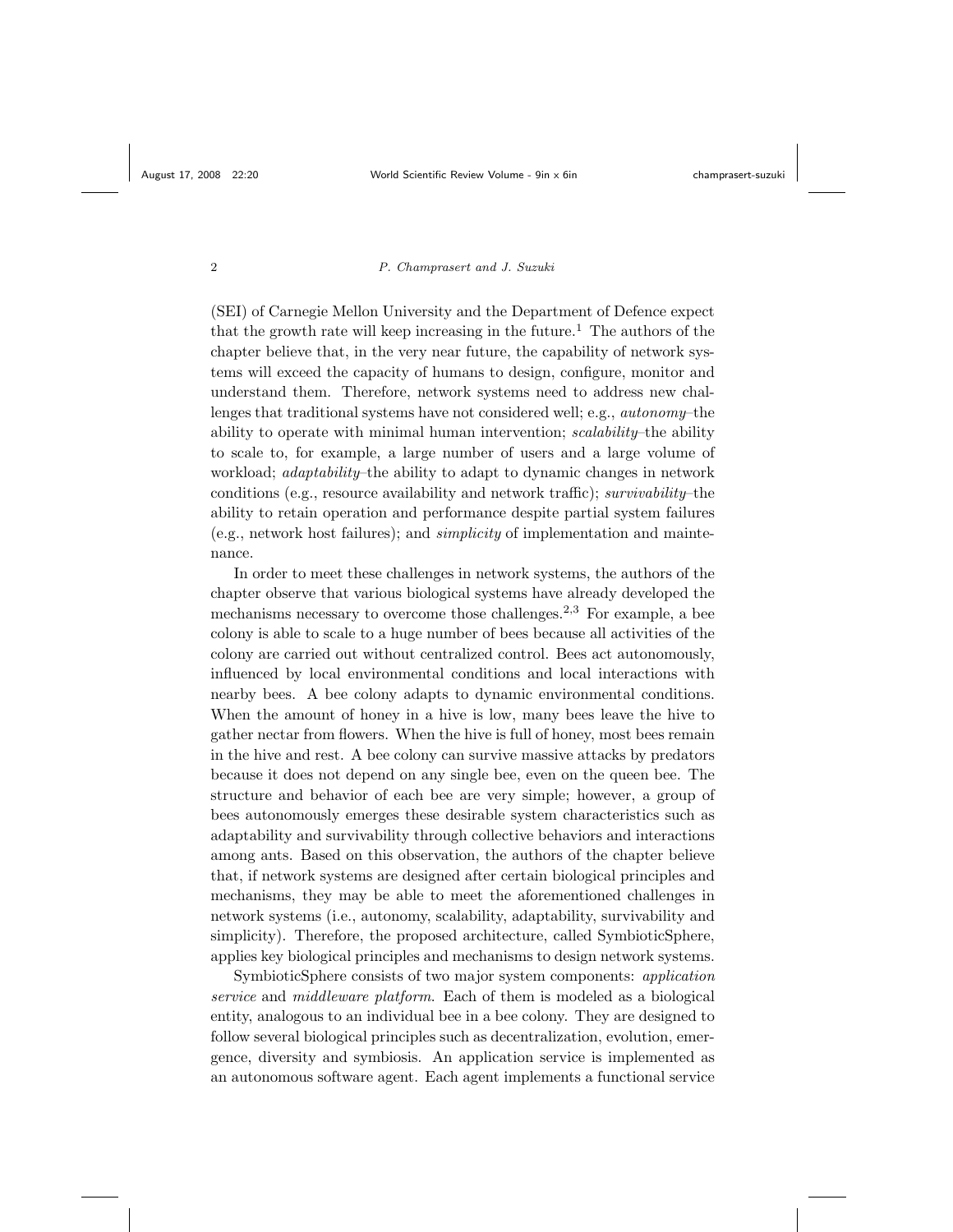(SEI) of Carnegie Mellon University and the Department of Defence expect that the growth rate will keep increasing in the future.[1] The authors of the chapter believe that, in the very near future, the capability of network systems will exceed the capacity of humans to design, configure, monitor and understand them. Therefore, network systems need to address new challenges that traditional systems have not considered well; e.g., *autonomy*–the ability to operate with minimal human intervention; *scalability*–the ability to scale to, for example, a large number of users and a large volume of workload; *adaptability*–the ability to adapt to dynamic changes in network conditions (e.g., resource availability and network traffic); *survivability*–the ability to retain operation and performance despite partial system failures (e.g., network host failures); and *simplicity* of implementation and maintenance.

In order to meet these challenges in network systems, the authors of the chapter observe that various biological systems have already developed the mechanisms necessary to overcome those challenges.[2,3] For example, a bee colony is able to scale to a huge number of bees because all activities of the colony are carried out without centralized control. Bees act autonomously, influenced by local environmental conditions and local interactions with nearby bees. A bee colony adapts to dynamic environmental conditions. When the amount of honey in a hive is low, many bees leave the hive to gather nectar from flowers. When the hive is full of honey, most bees remain in the hive and rest. A bee colony can survive massive attacks by predators because it does not depend on any single bee, even on the queen bee. The structure and behavior of each bee are very simple; however, a group of bees autonomously emerges these desirable system characteristics such as adaptability and survivability through collective behaviors and interactions among ants. Based on this observation, the authors of the chapter believe that, if network systems are designed after certain biological principles and mechanisms, they may be able to meet the aforementioned challenges in network systems (i.e., autonomy, scalability, adaptability, survivability and simplicity). Therefore, the proposed architecture, called SymbioticSphere, applies key biological principles and mechanisms to design network systems.

SymbioticSphere consists of two major system components: *application service* and *middleware platform*. Each of them is modeled as a biological entity, analogous to an individual bee in a bee colony. They are designed to follow several biological principles such as decentralization, evolution, emergence, diversity and symbiosis. An application service is implemented as an autonomous software agent. Each agent implements a functional service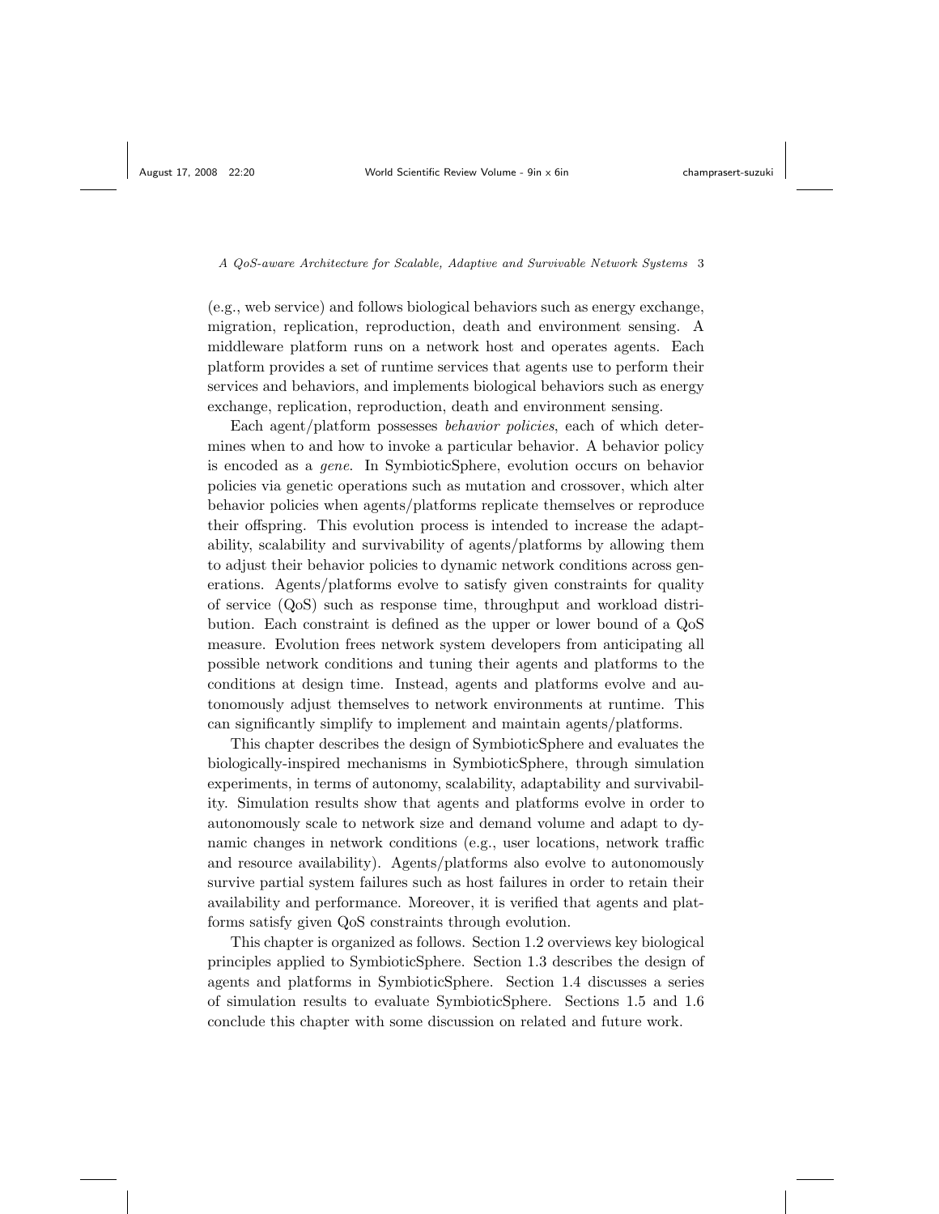(e.g., web service) and follows biological behaviors such as energy exchange, migration, replication, reproduction, death and environment sensing. A middleware platform runs on a network host and operates agents. Each platform provides a set of runtime services that agents use to perform their services and behaviors, and implements biological behaviors such as energy exchange, replication, reproduction, death and environment sensing.

Each agent/platform possesses *behavior policies*, each of which determines when to and how to invoke a particular behavior. A behavior policy is encoded as a *gene*. In SymbioticSphere, evolution occurs on behavior policies via genetic operations such as mutation and crossover, which alter behavior policies when agents/platforms replicate themselves or reproduce their offspring. This evolution process is intended to increase the adaptability, scalability and survivability of agents/platforms by allowing them to adjust their behavior policies to dynamic network conditions across generations. Agents/platforms evolve to satisfy given constraints for quality of service (QoS) such as response time, throughput and workload distribution. Each constraint is defined as the upper or lower bound of a QoS measure. Evolution frees network system developers from anticipating all possible network conditions and tuning their agents and platforms to the conditions at design time. Instead, agents and platforms evolve and autonomously adjust themselves to network environments at runtime. This can significantly simplify to implement and maintain agents/platforms.

This chapter describes the design of SymbioticSphere and evaluates the biologically-inspired mechanisms in SymbioticSphere, through simulation experiments, in terms of autonomy, scalability, adaptability and survivability. Simulation results show that agents and platforms evolve in order to autonomously scale to network size and demand volume and adapt to dynamic changes in network conditions (e.g., user locations, network traffic and resource availability). Agents/platforms also evolve to autonomously survive partial system failures such as host failures in order to retain their availability and performance. Moreover, it is verified that agents and platforms satisfy given QoS constraints through evolution.

This chapter is organized as follows. Section 1.2 overviews key biological principles applied to SymbioticSphere. Section 1.3 describes the design of agents and platforms in SymbioticSphere. Section 1.4 discusses a series of simulation results to evaluate SymbioticSphere. Sections 1.5 and 1.6 conclude this chapter with some discussion on related and future work.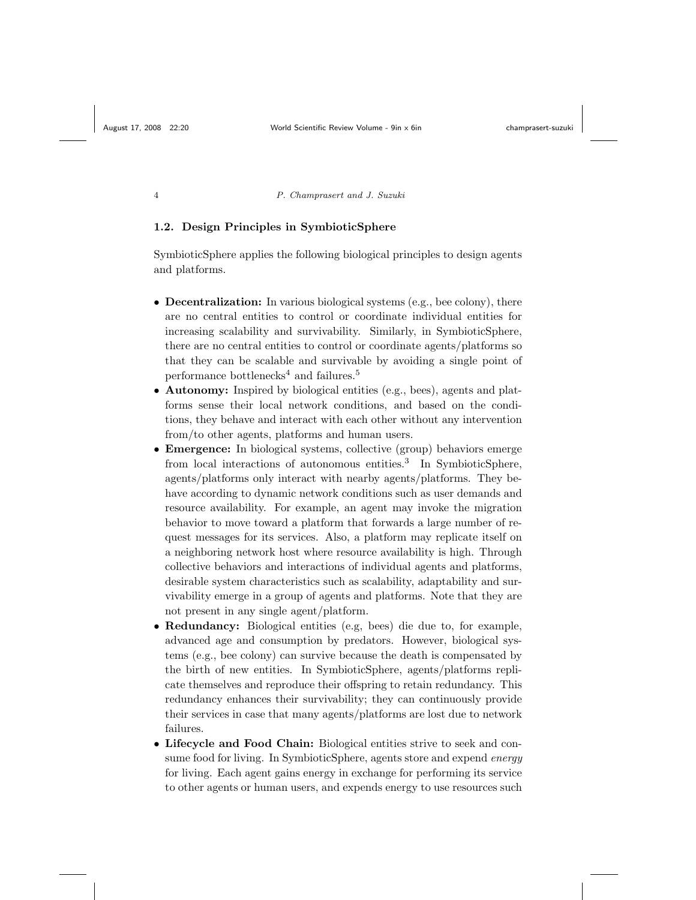### 1.2. Design Principles in SymbioticSphere

SymbioticSphere applies the following biological principles to design agents and platforms.

- **Decentralization:** In various biological systems (e.g., bee colony), there are no central entities to control or coordinate individual entities for increasing scalability and survivability. Similarly, in SymbioticSphere, there are no central entities to control or coordinate agents/platforms so that they can be scalable and survivable by avoiding a single point of performance bottlenecks[4] and failures.[5]
- **Autonomy:** Inspired by biological entities (e.g., bees), agents and platforms sense their local network conditions, and based on the conditions, they behave and interact with each other without any intervention from/to other agents, platforms and human users.
- **Emergence:** In biological systems, collective (group) behaviors emerge from local interactions of autonomous entities.[3] In SymbioticSphere, agents/platforms only interact with nearby agents/platforms. They behave according to dynamic network conditions such as user demands and resource availability. For example, an agent may invoke the migration behavior to move toward a platform that forwards a large number of request messages for its services. Also, a platform may replicate itself on a neighboring network host where resource availability is high. Through collective behaviors and interactions of individual agents and platforms, desirable system characteristics such as scalability, adaptability and survivability emerge in a group of agents and platforms. Note that they are not present in any single agent/platform.
- **Redundancy:** Biological entities (e.g, bees) die due to, for example, advanced age and consumption by predators. However, biological systems (e.g., bee colony) can survive because the death is compensated by the birth of new entities. In SymbioticSphere, agents/platforms replicate themselves and reproduce their offspring to retain redundancy. This redundancy enhances their survivability; they can continuously provide their services in case that many agents/platforms are lost due to network failures.
- **Lifecycle and Food Chain:** Biological entities strive to seek and consume food for living. In SymbioticSphere, agents store and expend *energy* for living. Each agent gains energy in exchange for performing its service to other agents or human users, and expends energy to use resources such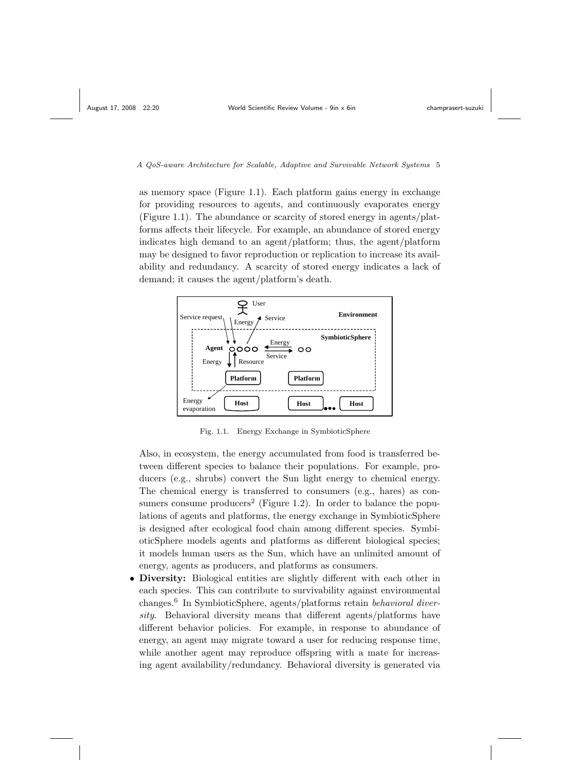as memory space (Figure 1.1). Each platform gains energy in exchange for providing resources to agents, and continuously evaporates energy (Figure 1.1). The abundance or scarcity of stored energy in agents/platforms affects their lifecycle. For example, an abundance of stored energy indicates high demand to an agent/platform; thus, the agent/platform may be designed to favor reproduction or replication to increase its availability and redundancy. A scarcity of stored energy indicates a lack of demand; it causes the agent/platform's death.

Fig. 1.1. Energy Exchange in SymbioticSphere

Also, in ecosystem, the energy accumulated from food is transferred between different species to balance their populations. For example, producers (e.g., shrubs) convert the Sun light energy to chemical energy. The chemical energy is transferred to consumers (e.g., hares) as consumers consume producers[2] (Figure 1.2). In order to balance the populations of agents and platforms, the energy exchange in SymbioticSphere is designed after ecological food chain among different species. SymbioticSphere models agents and platforms as different biological species; it models human users as the Sun, which have an unlimited amount of energy, agents as producers, and platforms as consumers.

- **Diversity:** Biological entities are slightly different with each other in each species. This can contribute to survivability against environmental changes.[6] In SymbioticSphere, agents/platforms retain *behavioral diversity*. Behavioral diversity means that different agents/platforms have different behavior policies. For example, in response to abundance of energy, an agent may migrate toward a user for reducing response time, while another agent may reproduce offspring with a mate for increasing agent availability/redundancy. Behavioral diversity is generated via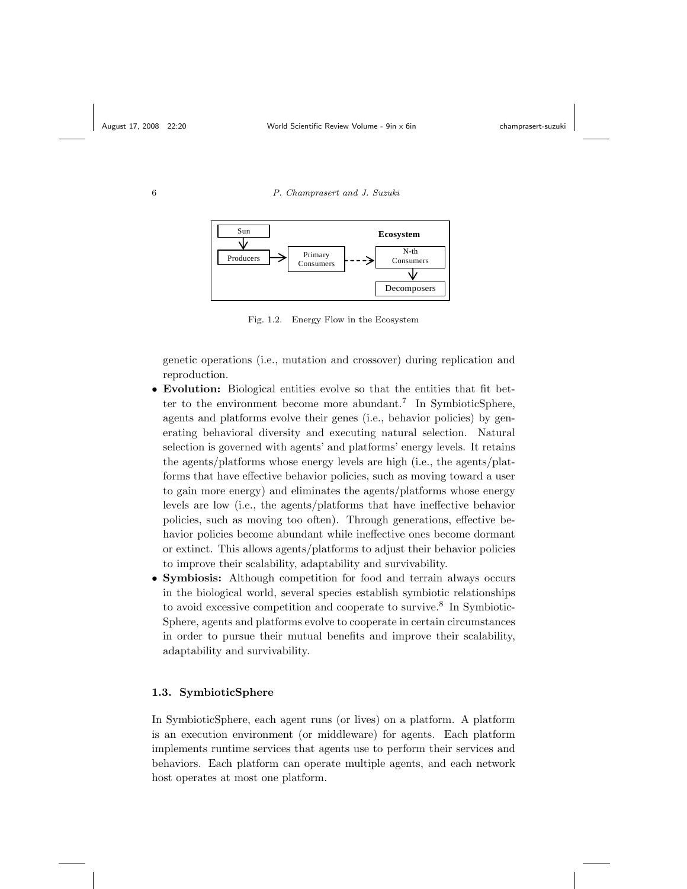Fig. 1.2. Energy Flow in the Ecosystem

genetic operations (i.e., mutation and crossover) during replication and reproduction.

- **Evolution:** Biological entities evolve so that the entities that fit better to the environment become more abundant.[7] In SymbioticSphere, agents and platforms evolve their genes (i.e., behavior policies) by generating behavioral diversity and executing natural selection. Natural selection is governed with agents' and platforms' energy levels. It retains the agents/platforms whose energy levels are high (i.e., the agents/platforms that have effective behavior policies, such as moving toward a user to gain more energy) and eliminates the agents/platforms whose energy levels are low (i.e., the agents/platforms that have ineffective behavior policies, such as moving too often). Through generations, effective behavior policies become abundant while ineffective ones become dormant or extinct. This allows agents/platforms to adjust their behavior policies to improve their scalability, adaptability and survivability.
- **Symbiosis:** Although competition for food and terrain always occurs in the biological world, several species establish symbiotic relationships to avoid excessive competition and cooperate to survive.[8] In SymbioticSphere, agents and platforms evolve to cooperate in certain circumstances in order to pursue their mutual benefits and improve their scalability, adaptability and survivability.

### 1.3. SymbioticSphere

In SymbioticSphere, each agent runs (or lives) on a platform. A platform is an execution environment (or middleware) for agents. Each platform implements runtime services that agents use to perform their services and behaviors. Each platform can operate multiple agents, and each network host operates at most one platform.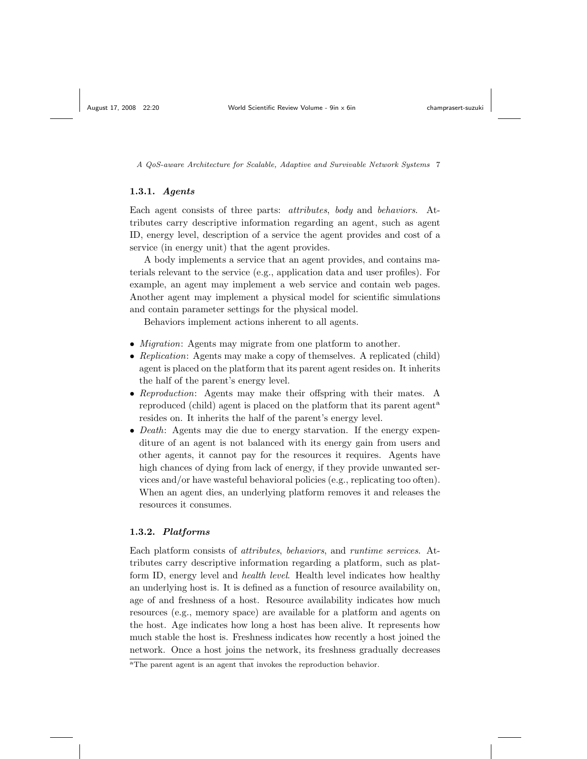### 1.3.1. *Agents*

Each agent consists of three parts: *attributes*, *body* and *behaviors*. Attributes carry descriptive information regarding an agent, such as agent ID, energy level, description of a service the agent provides and cost of a service (in energy unit) that the agent provides.

A body implements a service that an agent provides, and contains materials relevant to the service (e.g., application data and user profiles). For example, an agent may implement a web service and contain web pages. Another agent may implement a physical model for scientific simulations and contain parameter settings for the physical model.

Behaviors implement actions inherent to all agents.

- *Migration*: Agents may migrate from one platform to another.
- *Replication*: Agents may make a copy of themselves. A replicated (child) agent is placed on the platform that its parent agent resides on. It inherits the half of the parent's energy level.
- *Reproduction*: Agents may make their offspring with their mates. A reproduced (child) agent is placed on the platform that its parent agent[a] resides on. It inherits the half of the parent's energy level.
- *Death*: Agents may die due to energy starvation. If the energy expenditure of an agent is not balanced with its energy gain from users and other agents, it cannot pay for the resources it requires. Agents have high chances of dying from lack of energy, if they provide unwanted services and/or have wasteful behavioral policies (e.g., replicating too often). When an agent dies, an underlying platform removes it and releases the resources it consumes.

### 1.3.2. *Platforms*

Each platform consists of *attributes*, *behaviors*, and *runtime services*. Attributes carry descriptive information regarding a platform, such as platform ID, energy level and *health level*. Health level indicates how healthy an underlying host is. It is defined as a function of resource availability on, age of and freshness of a host. Resource availability indicates how much resources (e.g., memory space) are available for a platform and agents on the host. Age indicates how long a host has been alive. It represents how much stable the host is. Freshness indicates how recently a host joined the network. Once a host joins the network, its freshness gradually decreases

[a]The parent agent is an agent that invokes the reproduction behavior.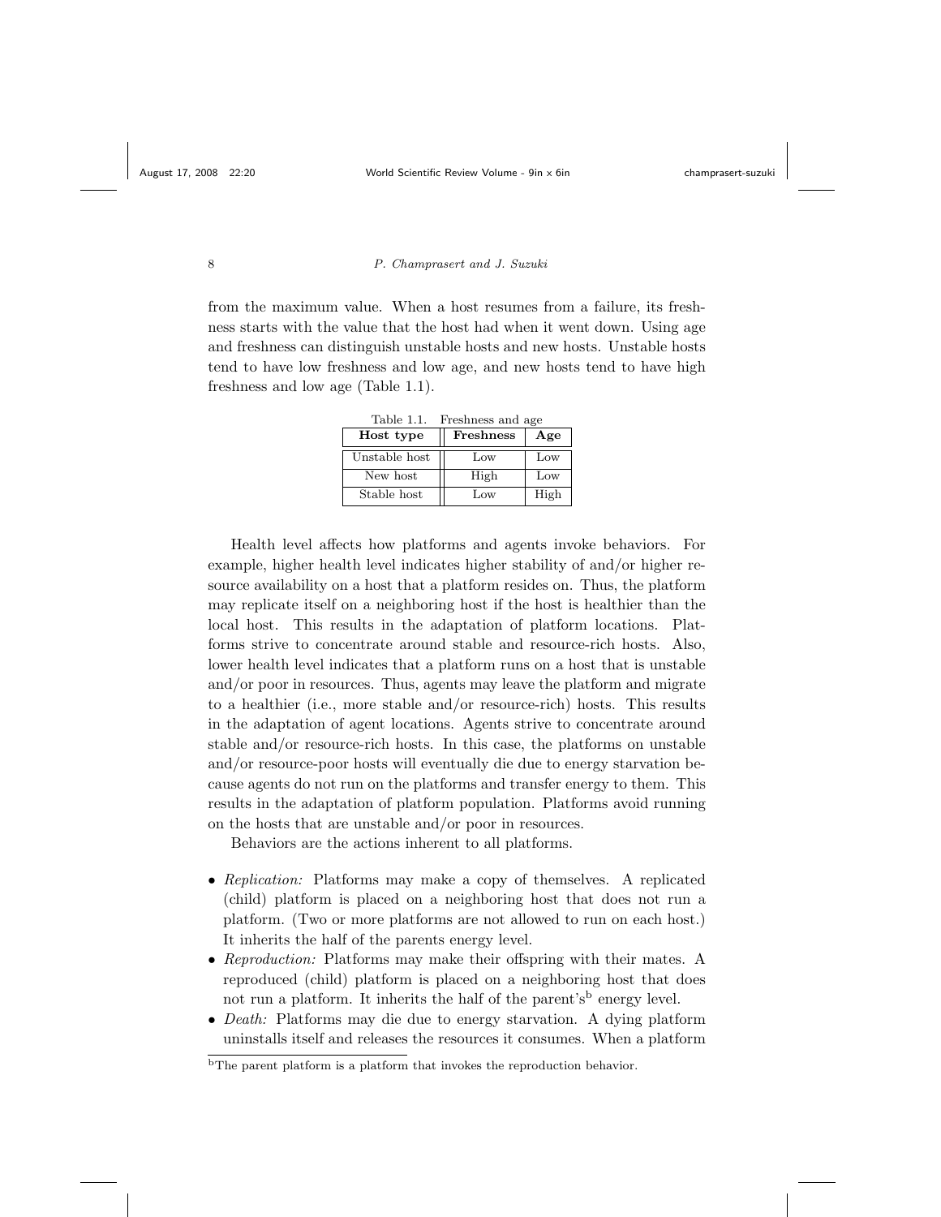from the maximum value. When a host resumes from a failure, its freshness starts with the value that the host had when it went down. Using age and freshness can distinguish unstable hosts and new hosts. Unstable hosts tend to have low freshness and low age, and new hosts tend to have high freshness and low age (Table 1.1).

Table 1.1. Freshness and age

| Host type | Freshness | Age |
|---|---|---|
| Unstable host | Low | Low |
| New host | High | Low |
| Stable host | Low | High |

Health level affects how platforms and agents invoke behaviors. For example, higher health level indicates higher stability of and/or higher resource availability on a host that a platform resides on. Thus, the platform may replicate itself on a neighboring host if the host is healthier than the local host. This results in the adaptation of platform locations. Platforms strive to concentrate around stable and resource-rich hosts. Also, lower health level indicates that a platform runs on a host that is unstable and/or poor in resources. Thus, agents may leave the platform and migrate to a healthier (i.e., more stable and/or resource-rich) hosts. This results in the adaptation of agent locations. Agents strive to concentrate around stable and/or resource-rich hosts. In this case, the platforms on unstable and/or resource-poor hosts will eventually die due to energy starvation because agents do not run on the platforms and transfer energy to them. This results in the adaptation of platform population. Platforms avoid running on the hosts that are unstable and/or poor in resources.

Behaviors are the actions inherent to all platforms.

- *Replication:* Platforms may make a copy of themselves. A replicated (child) platform is placed on a neighboring host that does not run a platform. (Two or more platforms are not allowed to run on each host.) It inherits the half of the parents energy level.
- *Reproduction:* Platforms may make their offspring with their mates. A reproduced (child) platform is placed on a neighboring host that does not run a platform. It inherits the half of the parent's[b] energy level.
- *Death:* Platforms may die due to energy starvation. A dying platform uninstalls itself and releases the resources it consumes. When a platform

[b] The parent platform is a platform that invokes the reproduction behavior.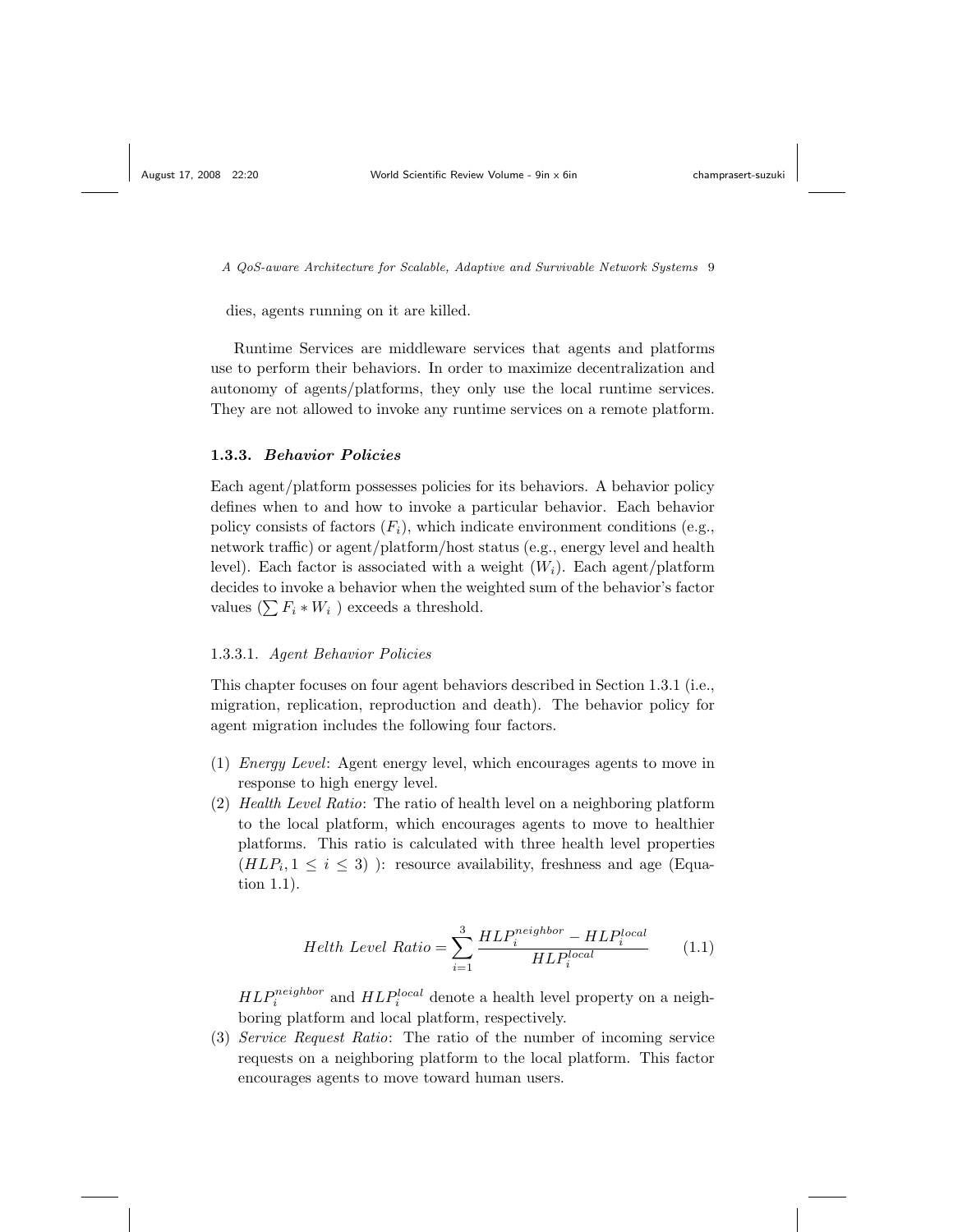dies, agents running on it are killed.

Runtime Services are middleware services that agents and platforms use to perform their behaviors. In order to maximize decentralization and autonomy of agents/platforms, they only use the local runtime services. They are not allowed to invoke any runtime services on a remote platform.

### 1.3.3. *Behavior Policies*

Each agent/platform possesses policies for its behaviors. A behavior policy defines when to and how to invoke a particular behavior. Each behavior policy consists of factors ($F_i$), which indicate environment conditions (e.g., network traffic) or agent/platform/host status (e.g., energy level and health level). Each factor is associated with a weight ($W_i$). Each agent/platform decides to invoke a behavior when the weighted sum of the behavior's factor values ($\sum F_i * W_i$ ) exceeds a threshold.

#### 1.3.3.1. *Agent Behavior Policies*

This chapter focuses on four agent behaviors described in Section 1.3.1 (i.e., migration, replication, reproduction and death). The behavior policy for agent migration includes the following four factors.

(1) *Energy Level*: Agent energy level, which encourages agents to move in response to high energy level.
(2) *Health Level Ratio*: The ratio of health level on a neighboring platform to the local platform, which encourages agents to move to healthier platforms. This ratio is calculated with three health level properties ($HLP_i, 1 \leq i \leq 3$) ): resource availability, freshness and age (Equation 1.1).

$$Helth\ Level\ Ratio = \sum_{i=1}^{3} \frac{HLP_i^{neighbor} - HLP_i^{local}}{HLP_i^{local}} \tag{1.1}$$

$HLP_i^{neighbor}$ and $HLP_i^{local}$ denote a health level property on a neighboring platform and local platform, respectively.

(3) *Service Request Ratio*: The ratio of the number of incoming service requests on a neighboring platform to the local platform. This factor encourages agents to move toward human users.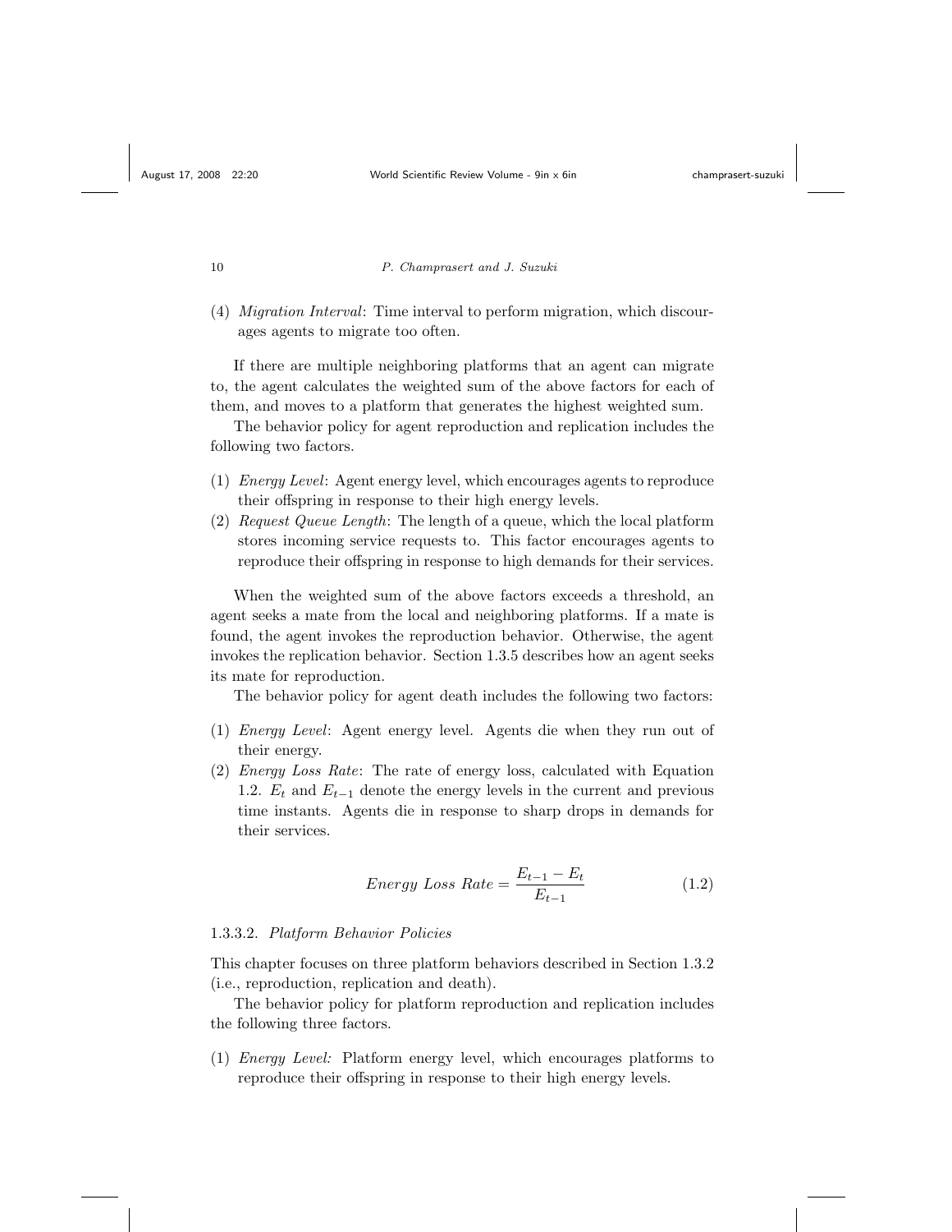(4) *Migration Interval*: Time interval to perform migration, which discourages agents to migrate too often.

If there are multiple neighboring platforms that an agent can migrate to, the agent calculates the weighted sum of the above factors for each of them, and moves to a platform that generates the highest weighted sum.

The behavior policy for agent reproduction and replication includes the following two factors.

(1) *Energy Level*: Agent energy level, which encourages agents to reproduce their offspring in response to their high energy levels.
(2) *Request Queue Length*: The length of a queue, which the local platform stores incoming service requests to. This factor encourages agents to reproduce their offspring in response to high demands for their services.

When the weighted sum of the above factors exceeds a threshold, an agent seeks a mate from the local and neighboring platforms. If a mate is found, the agent invokes the reproduction behavior. Otherwise, the agent invokes the replication behavior. Section 1.3.5 describes how an agent seeks its mate for reproduction.

The behavior policy for agent death includes the following two factors:

(1) *Energy Level*: Agent energy level. Agents die when they run out of their energy.
(2) *Energy Loss Rate*: The rate of energy loss, calculated with Equation 1.2. $E_t$ and $E_{t-1}$ denote the energy levels in the current and previous time instants. Agents die in response to sharp drops in demands for their services.

$$Energy\ Loss\ Rate = \frac{E_{t-1} - E_t}{E_{t-1}} \tag{1.2}$$

#### 1.3.3.2. *Platform Behavior Policies*

This chapter focuses on three platform behaviors described in Section 1.3.2 (i.e., reproduction, replication and death).

The behavior policy for platform reproduction and replication includes the following three factors.

(1) *Energy Level:* Platform energy level, which encourages platforms to reproduce their offspring in response to their high energy levels.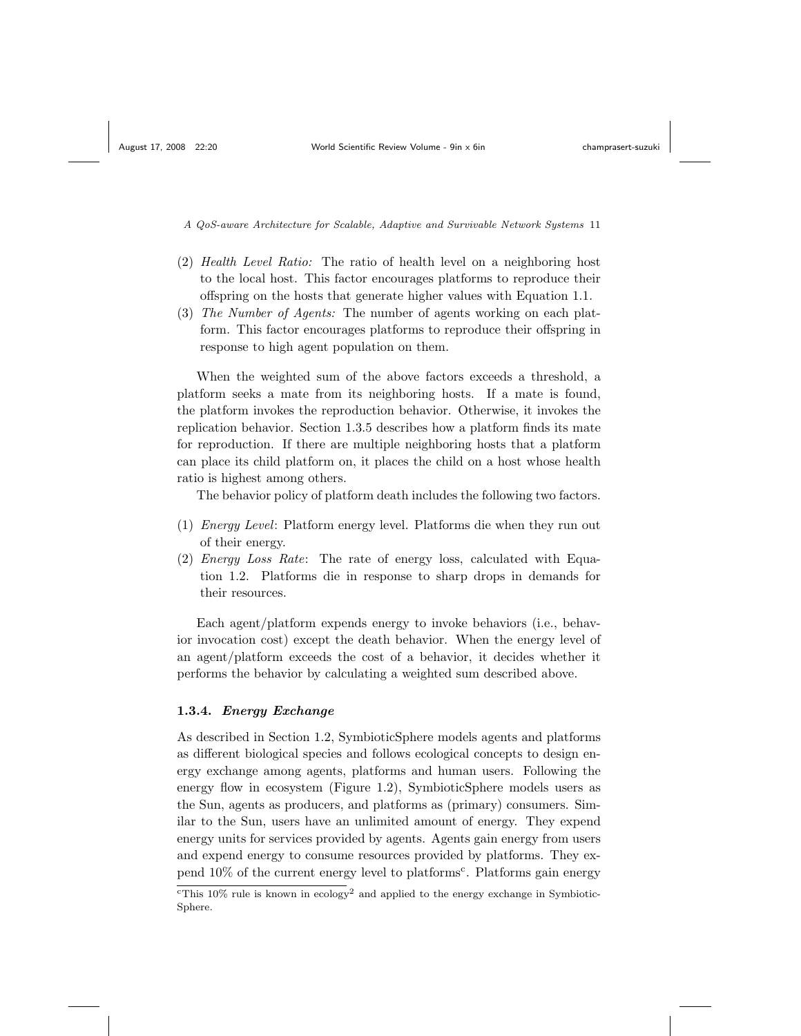(2) *Health Level Ratio:* The ratio of health level on a neighboring host to the local host. This factor encourages platforms to reproduce their offspring on the hosts that generate higher values with Equation 1.1.

(3) *The Number of Agents:* The number of agents working on each platform. This factor encourages platforms to reproduce their offspring in response to high agent population on them.

When the weighted sum of the above factors exceeds a threshold, a platform seeks a mate from its neighboring hosts. If a mate is found, the platform invokes the reproduction behavior. Otherwise, it invokes the replication behavior. Section 1.3.5 describes how a platform finds its mate for reproduction. If there are multiple neighboring hosts that a platform can place its child platform on, it places the child on a host whose health ratio is highest among others.

The behavior policy of platform death includes the following two factors.

(1) *Energy Level*: Platform energy level. Platforms die when they run out of their energy.

(2) *Energy Loss Rate*: The rate of energy loss, calculated with Equation 1.2. Platforms die in response to sharp drops in demands for their resources.

Each agent/platform expends energy to invoke behaviors (i.e., behavior invocation cost) except the death behavior. When the energy level of an agent/platform exceeds the cost of a behavior, it decides whether it performs the behavior by calculating a weighted sum described above.

### 1.3.4. *Energy Exchange*

As described in Section 1.2, SymbioticSphere models agents and platforms as different biological species and follows ecological concepts to design energy exchange among agents, platforms and human users. Following the energy flow in ecosystem (Figure 1.2), SymbioticSphere models users as the Sun, agents as producers, and platforms as (primary) consumers. Similar to the Sun, users have an unlimited amount of energy. They expend energy units for services provided by agents. Agents gain energy from users and expend energy to consume resources provided by platforms. They expend 10% of the current energy level to platforms[c]. Platforms gain energy

[c] This 10% rule is known in ecology[2] and applied to the energy exchange in SymbioticSphere.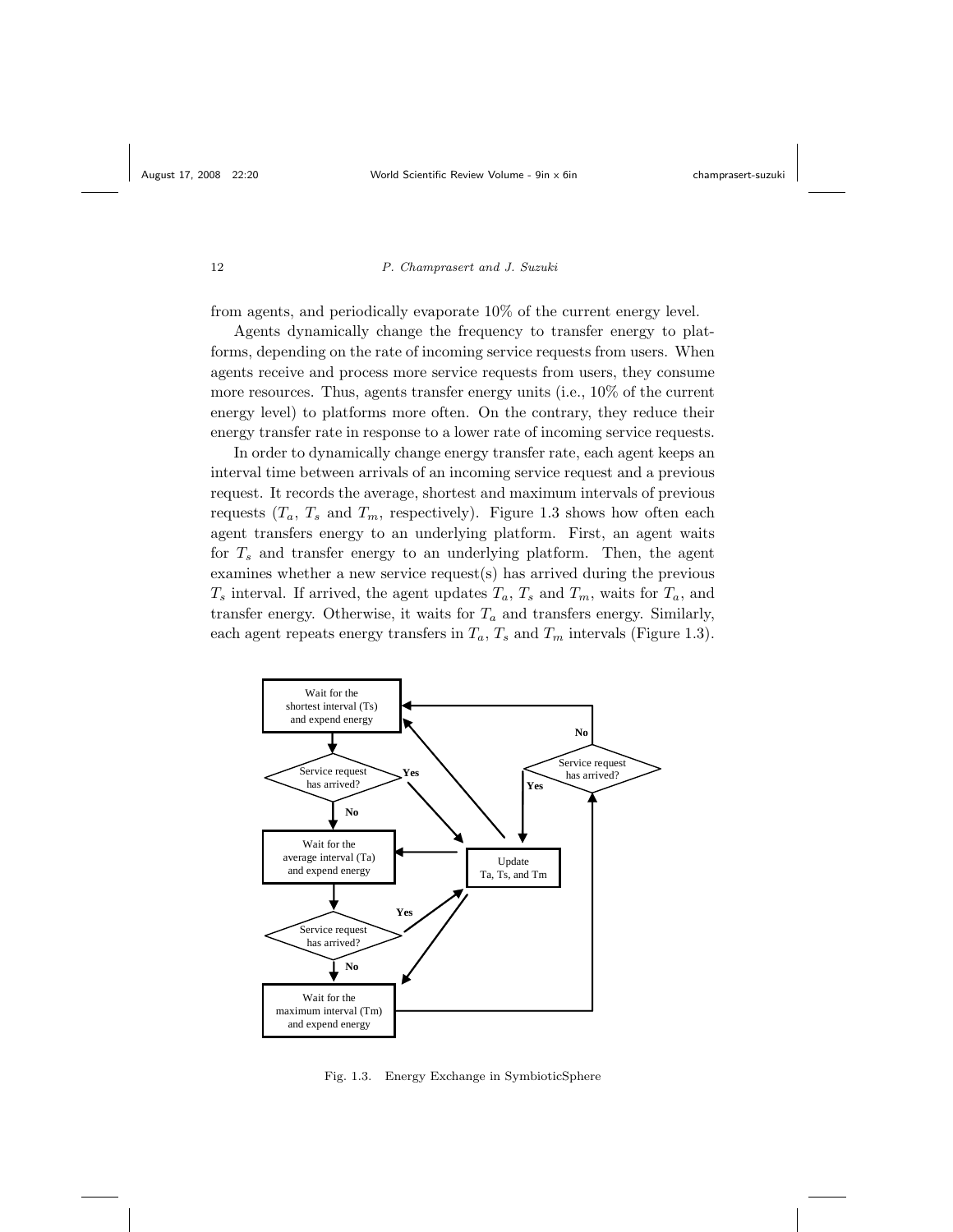from agents, and periodically evaporate 10% of the current energy level.

Agents dynamically change the frequency to transfer energy to platforms, depending on the rate of incoming service requests from users. When agents receive and process more service requests from users, they consume more resources. Thus, agents transfer energy units (i.e., 10% of the current energy level) to platforms more often. On the contrary, they reduce their energy transfer rate in response to a lower rate of incoming service requests.

In order to dynamically change energy transfer rate, each agent keeps an interval time between arrivals of an incoming service request and a previous request. It records the average, shortest and maximum intervals of previous requests ($T_a$, $T_s$ and $T_m$, respectively). Figure 1.3 shows how often each agent transfers energy to an underlying platform. First, an agent waits for $T_s$ and transfer energy to an underlying platform. Then, the agent examines whether a new service request(s) has arrived during the previous $T_s$ interval. If arrived, the agent updates $T_a$, $T_s$ and $T_m$, waits for $T_a$, and transfer energy. Otherwise, it waits for $T_a$ and transfers energy. Similarly, each agent repeats energy transfers in $T_a$, $T_s$ and $T_m$ intervals (Figure 1.3).

Wait for the shortest interval (Ts) and expend energy

Service request has arrived?

Wait for the average interval (Ta) and expend energy

Update Ta, Ts, and Tm

Wait for the maximum interval (Tm) and expend energy

Fig. 1.3. Energy Exchange in SymbioticSphere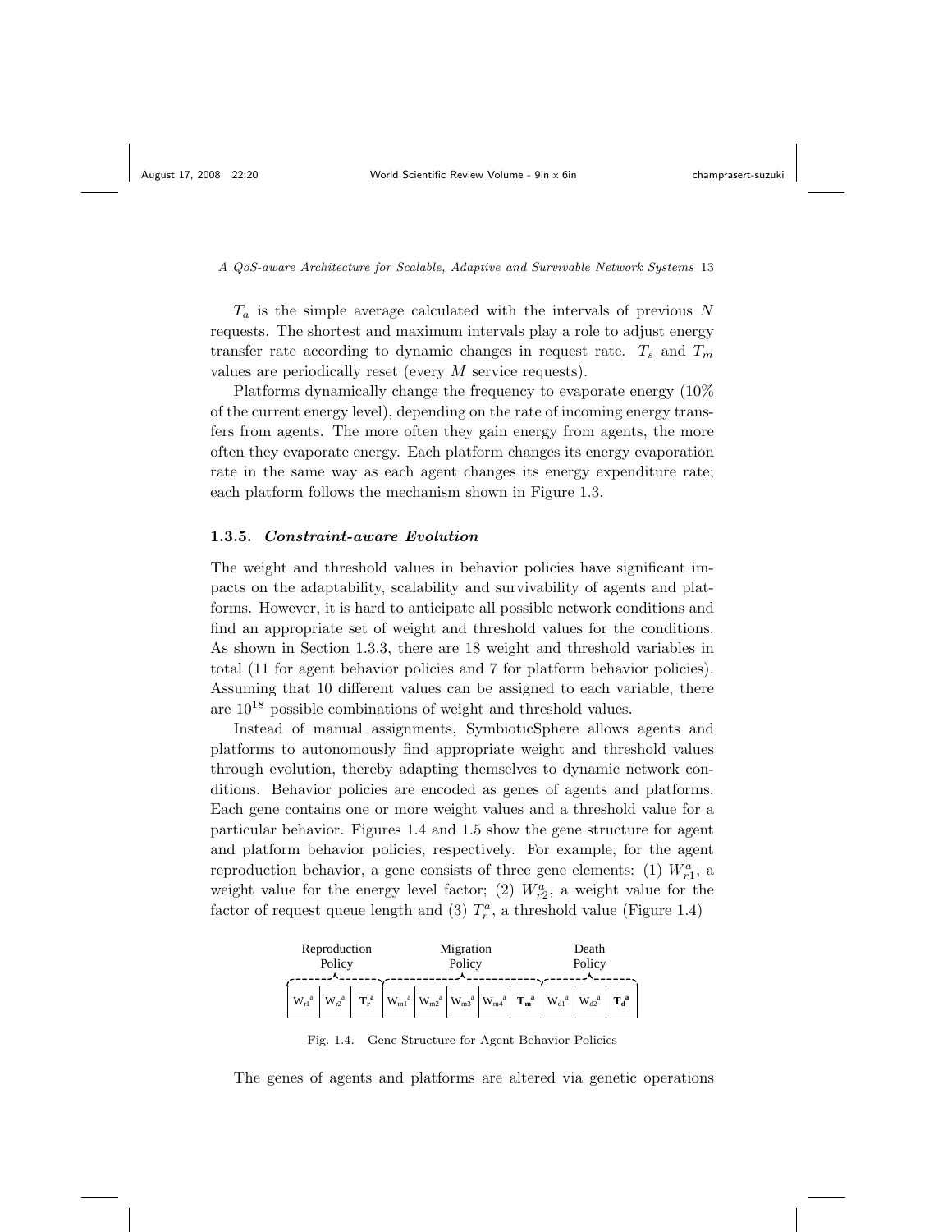$T_a$ is the simple average calculated with the intervals of previous $N$ requests. The shortest and maximum intervals play a role to adjust energy transfer rate according to dynamic changes in request rate. $T_s$ and $T_m$ values are periodically reset (every $M$ service requests).

Platforms dynamically change the frequency to evaporate energy (10% of the current energy level), depending on the rate of incoming energy transfers from agents. The more often they gain energy from agents, the more often they evaporate energy. Each platform changes its energy evaporation rate in the same way as each agent changes its energy expenditure rate; each platform follows the mechanism shown in Figure 1.3.

### 1.3.5. *Constraint-aware Evolution*

The weight and threshold values in behavior policies have significant impacts on the adaptability, scalability and survivability of agents and platforms. However, it is hard to anticipate all possible network conditions and find an appropriate set of weight and threshold values for the conditions. As shown in Section 1.3.3, there are 18 weight and threshold variables in total (11 for agent behavior policies and 7 for platform behavior policies). Assuming that 10 different values can be assigned to each variable, there are $10^{18}$ possible combinations of weight and threshold values.

Instead of manual assignments, SymbioticSphere allows agents and platforms to autonomously find appropriate weight and threshold values through evolution, thereby adapting themselves to dynamic network conditions. Behavior policies are encoded as genes of agents and platforms. Each gene contains one or more weight values and a threshold value for a particular behavior. Figures 1.4 and 1.5 show the gene structure for agent and platform behavior policies, respectively. For example, for the agent reproduction behavior, a gene consists of three gene elements: (1) $W^a_{r1}$, a weight value for the energy level factor; (2) $W^a_{r2}$, a weight value for the factor of request queue length and (3) $T^a_r$, a threshold value (Figure 1.4)

| Reproduction Policy | | | Migration Policy | | | | | Death Policy | | |
|---|---|---|---|---|---|---|---|---|---|---|
| $W_{r1}^a$ | $W_{r2}^a$ | $\mathbf{T_r^a}$ | $W_{m1}^a$ | $W_{m2}^a$ | $W_{m3}^a$ | $W_{m4}^a$ | $\mathbf{T_m^a}$ | $W_{d1}^a$ | $W_{d2}^a$ | $\mathbf{T_d^a}$ |

Fig. 1.4. Gene Structure for Agent Behavior Policies

The genes of agents and platforms are altered via genetic operations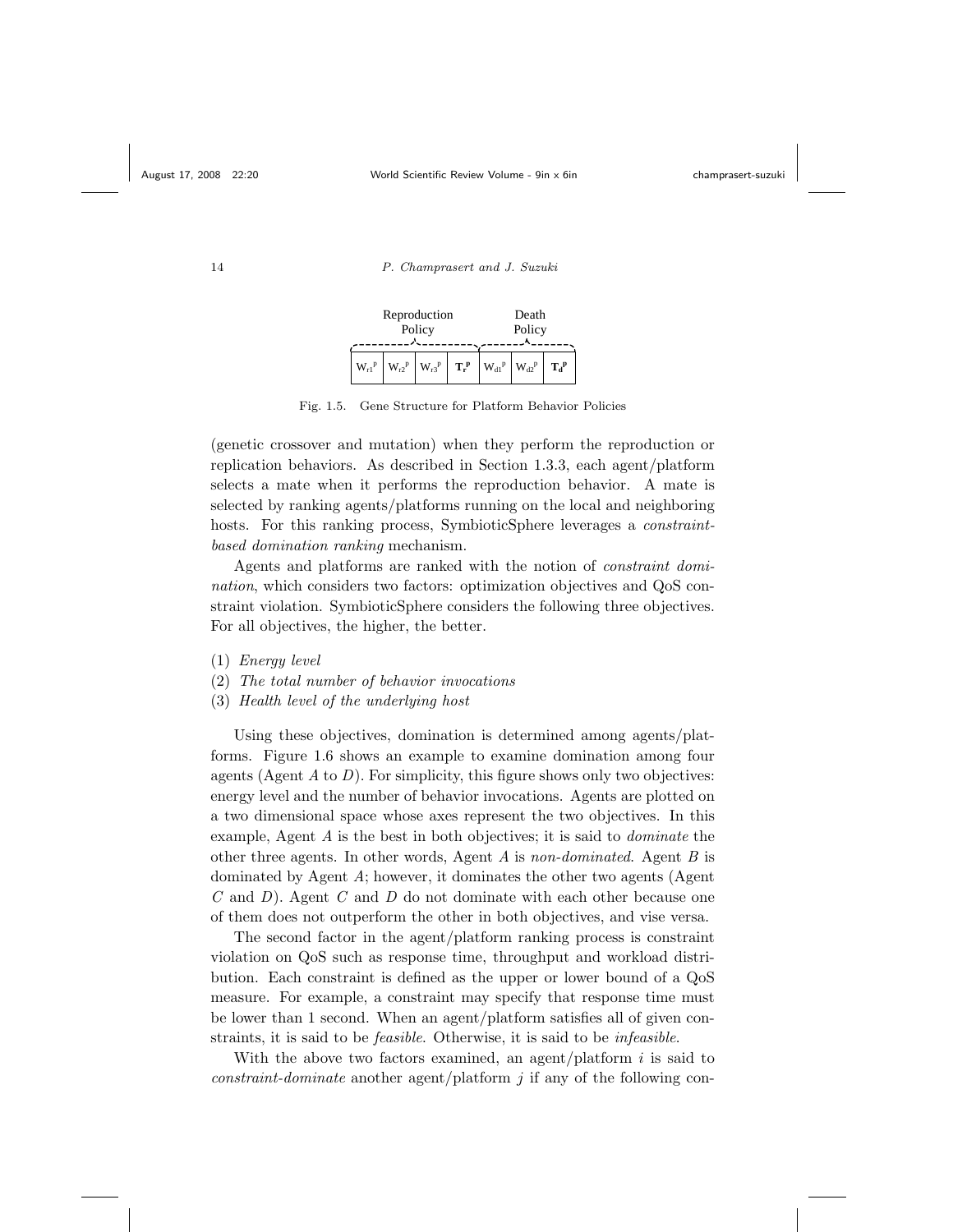| Reproduction Policy | | | | Death Policy | | |
|---|---|---|---|---|---|---|
| $W_{r1}^{p}$ | $W_{r2}^{p}$ | $W_{r3}^{p}$ | $\mathbf{T_r^p}$ | $W_{d1}^{p}$ | $W_{d2}^{p}$ | $\mathbf{T_d^p}$ |

Fig. 1.5. Gene Structure for Platform Behavior Policies

(genetic crossover and mutation) when they perform the reproduction or replication behaviors. As described in Section 1.3.3, each agent/platform selects a mate when it performs the reproduction behavior. A mate is selected by ranking agents/platforms running on the local and neighboring hosts. For this ranking process, SymbioticSphere leverages a *constraint-based domination ranking* mechanism.

Agents and platforms are ranked with the notion of *constraint domination*, which considers two factors: optimization objectives and QoS constraint violation. SymbioticSphere considers the following three objectives. For all objectives, the higher, the better.

(1) *Energy level*
(2) *The total number of behavior invocations*
(3) *Health level of the underlying host*

Using these objectives, domination is determined among agents/platforms. Figure 1.6 shows an example to examine domination among four agents (Agent $A$ to $D$). For simplicity, this figure shows only two objectives: energy level and the number of behavior invocations. Agents are plotted on a two dimensional space whose axes represent the two objectives. In this example, Agent $A$ is the best in both objectives; it is said to *dominate* the other three agents. In other words, Agent $A$ is *non-dominated*. Agent $B$ is dominated by Agent $A$; however, it dominates the other two agents (Agent $C$ and $D$). Agent $C$ and $D$ do not dominate with each other because one of them does not outperform the other in both objectives, and vise versa.

The second factor in the agent/platform ranking process is constraint violation on QoS such as response time, throughput and workload distribution. Each constraint is defined as the upper or lower bound of a QoS measure. For example, a constraint may specify that response time must be lower than 1 second. When an agent/platform satisfies all of given constraints, it is said to be *feasible*. Otherwise, it is said to be *infeasible*.

With the above two factors examined, an agent/platform $i$ is said to *constraint-dominate* another agent/platform $j$ if any of the following con-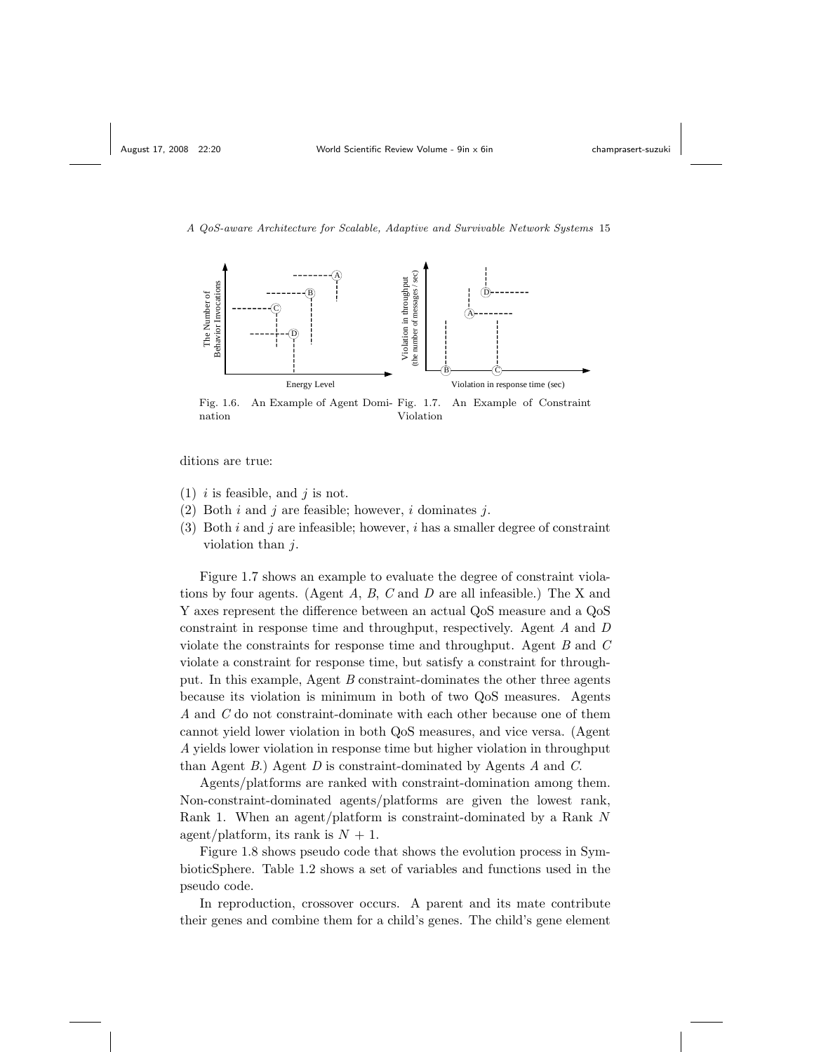Fig. 1.6. An Example of Agent Domination

Fig. 1.7. An Example of Constraint Violation

ditions are true:

(1) $i$ is feasible, and $j$ is not.
(2) Both $i$ and $j$ are feasible; however, $i$ dominates $j$.
(3) Both $i$ and $j$ are infeasible; however, $i$ has a smaller degree of constraint violation than $j$.

Figure 1.7 shows an example to evaluate the degree of constraint violations by four agents. (Agent $A$, $B$, $C$ and $D$ are all infeasible.) The X and Y axes represent the difference between an actual QoS measure and a QoS constraint in response time and throughput, respectively. Agent $A$ and $D$ violate the constraints for response time and throughput. Agent $B$ and $C$ violate a constraint for response time, but satisfy a constraint for throughput. In this example, Agent $B$ constraint-dominates the other three agents because its violation is minimum in both of two QoS measures. Agents $A$ and $C$ do not constraint-dominate with each other because one of them cannot yield lower violation in both QoS measures, and vice versa. (Agent $A$ yields lower violation in response time but higher violation in throughput than Agent $B$.) Agent $D$ is constraint-dominated by Agents $A$ and $C$.

Agents/platforms are ranked with constraint-domination among them. Non-constraint-dominated agents/platforms are given the lowest rank, Rank 1. When an agent/platform is constraint-dominated by a Rank $N$ agent/platform, its rank is $N + 1$.

Figure 1.8 shows pseudo code that shows the evolution process in SymbioticSphere. Table 1.2 shows a set of variables and functions used in the pseudo code.

In reproduction, crossover occurs. A parent and its mate contribute their genes and combine them for a child's genes. The child's gene element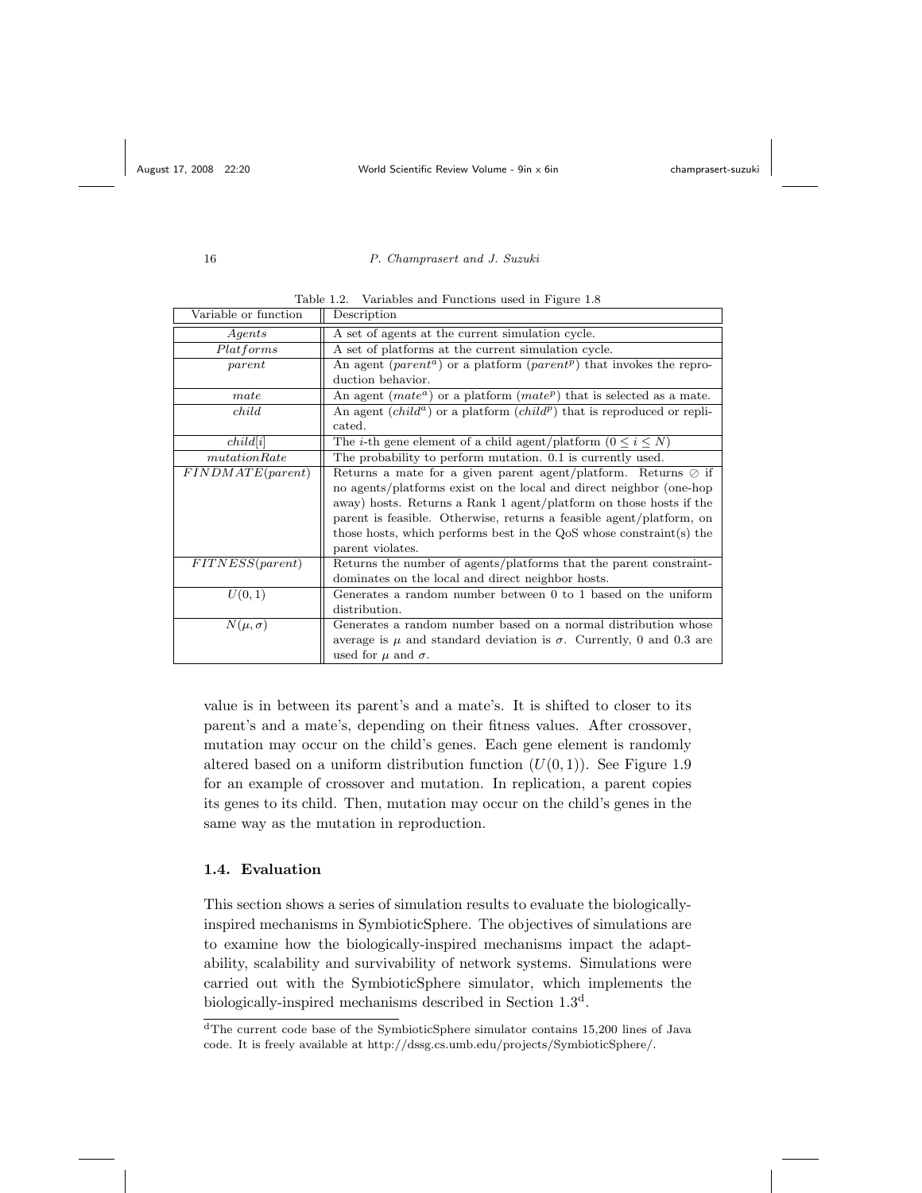Table 1.2. Variables and Functions used in Figure 1.8

| Variable or function | Description |
|---|---|
| $Agents$ | A set of agents at the current simulation cycle. |
| $Platforms$ | A set of platforms at the current simulation cycle. |
| $parent$ | An agent ($parent^a$) or a platform ($parent^p$) that invokes the reproduction behavior. |
| $mate$ | An agent ($mate^a$) or a platform ($mate^p$) that is selected as a mate. |
| $child$ | An agent ($child^a$) or a platform ($child^p$) that is reproduced or replicated. |
| $child[i]$ | The $i$-th gene element of a child agent/platform ($0 \leq i \leq N$) |
| $mutationRate$ | The probability to perform mutation. 0.1 is currently used. |
| $FINDMATE(parent)$ | Returns a mate for a given parent agent/platform. Returns $\oslash$ if no agents/platforms exist on the local and direct neighbor (one-hop away) hosts. Returns a Rank 1 agent/platform on those hosts if the parent is feasible. Otherwise, returns a feasible agent/platform, on those hosts, which performs best in the QoS whose constraint(s) the parent violates. |
| $FITNESS(parent)$ | Returns the number of agents/platforms that the parent constraint-dominates on the local and direct neighbor hosts. |
| $U(0,1)$ | Generates a random number between 0 to 1 based on the uniform distribution. |
| $N(\mu, \sigma)$ | Generates a random number based on a normal distribution whose average is $\mu$ and standard deviation is $\sigma$. Currently, 0 and 0.3 are used for $\mu$ and $\sigma$. |

value is in between its parent's and a mate's. It is shifted to closer to its parent's and a mate's, depending on their fitness values. After crossover, mutation may occur on the child's genes. Each gene element is randomly altered based on a uniform distribution function ($U(0,1)$). See Figure 1.9 for an example of crossover and mutation. In replication, a parent copies its genes to its child. Then, mutation may occur on the child's genes in the same way as the mutation in reproduction.

## 1.4. Evaluation

This section shows a series of simulation results to evaluate the biologically-inspired mechanisms in SymbioticSphere. The objectives of simulations are to examine how the biologically-inspired mechanisms impact the adaptability, scalability and survivability of network systems. Simulations were carried out with the SymbioticSphere simulator, which implements the biologically-inspired mechanisms described in Section 1.3[d].

[d]The current code base of the SymbioticSphere simulator contains 15,200 lines of Java code. It is freely available at http://dssg.cs.umb.edu/projects/SymbioticSphere/.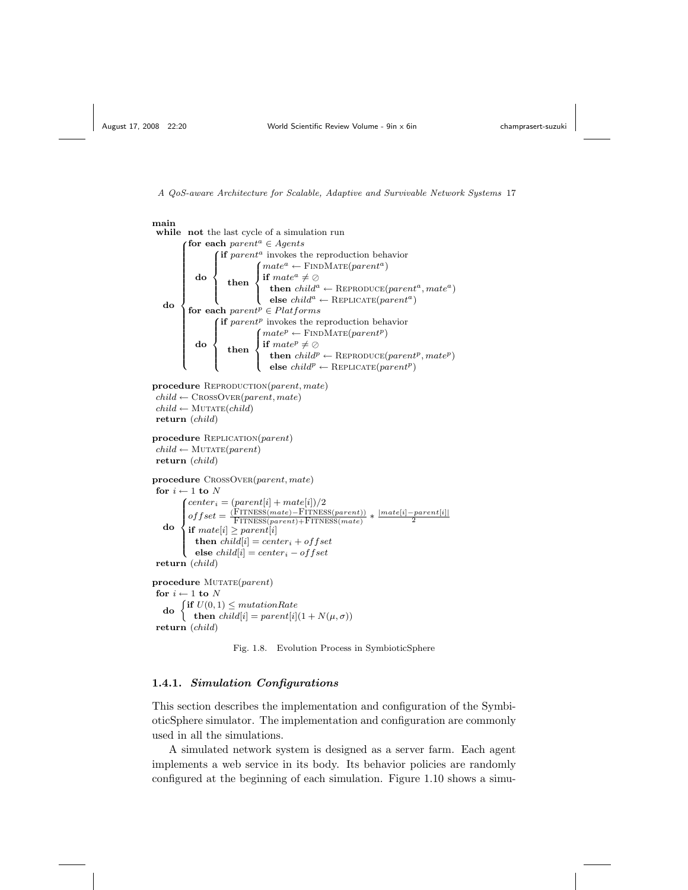```
main
 while  not the last cycle of a simulation run
   do {
     for each parent^a ∈ Agents
       do {
         if parent^a invokes the reproduction behavior
           then {
             mate^a ← FindMate(parent^a)
             if mate^a ≠ ⊘
               then child^a ← Reproduce(parent^a, mate^a)
               else child^a ← Replicate(parent^a)
           }
       }
     for each parent^p ∈ Platforms
       do {
         if parent^p invokes the reproduction behavior
           then {
             mate^p ← FindMate(parent^p)
             if mate^p ≠ ⊘
               then child^p ← Reproduce(parent^p, mate^p)
               else child^p ← Replicate(parent^p)
           }
       }
   }

procedure Reproduction(parent, mate)
 child ← CrossOver(parent, mate)
 child ← Mutate(child)
 return (child)

procedure Replication(parent)
 child ← Mutate(parent)
 return (child)

procedure CrossOver(parent, mate)
 for i ← 1 to N
   do {
     center_i = (parent[i] + mate[i])/2
     offset = (Fitness(mate) − Fitness(parent)) / (Fitness(parent) + Fitness(mate)) * |mate[i] − parent[i]| / 2
     if mate[i] ≥ parent[i]
       then child[i] = center_i + offset
       else child[i] = center_i − offset
   }
 return (child)

procedure Mutate(parent)
 for i ← 1 to N
   do {
     if U(0,1) ≤ mutationRate
       then child[i] = parent[i](1 + N(μ, σ))
   }
 return (child)
```

Fig. 1.8. Evolution Process in SymbioticSphere

### 1.4.1. *Simulation Configurations*

This section describes the implementation and configuration of the SymbioticSphere simulator. The implementation and configuration are commonly used in all the simulations.

A simulated network system is designed as a server farm. Each agent implements a web service in its body. Its behavior policies are randomly configured at the beginning of each simulation. Figure 1.10 shows a simu-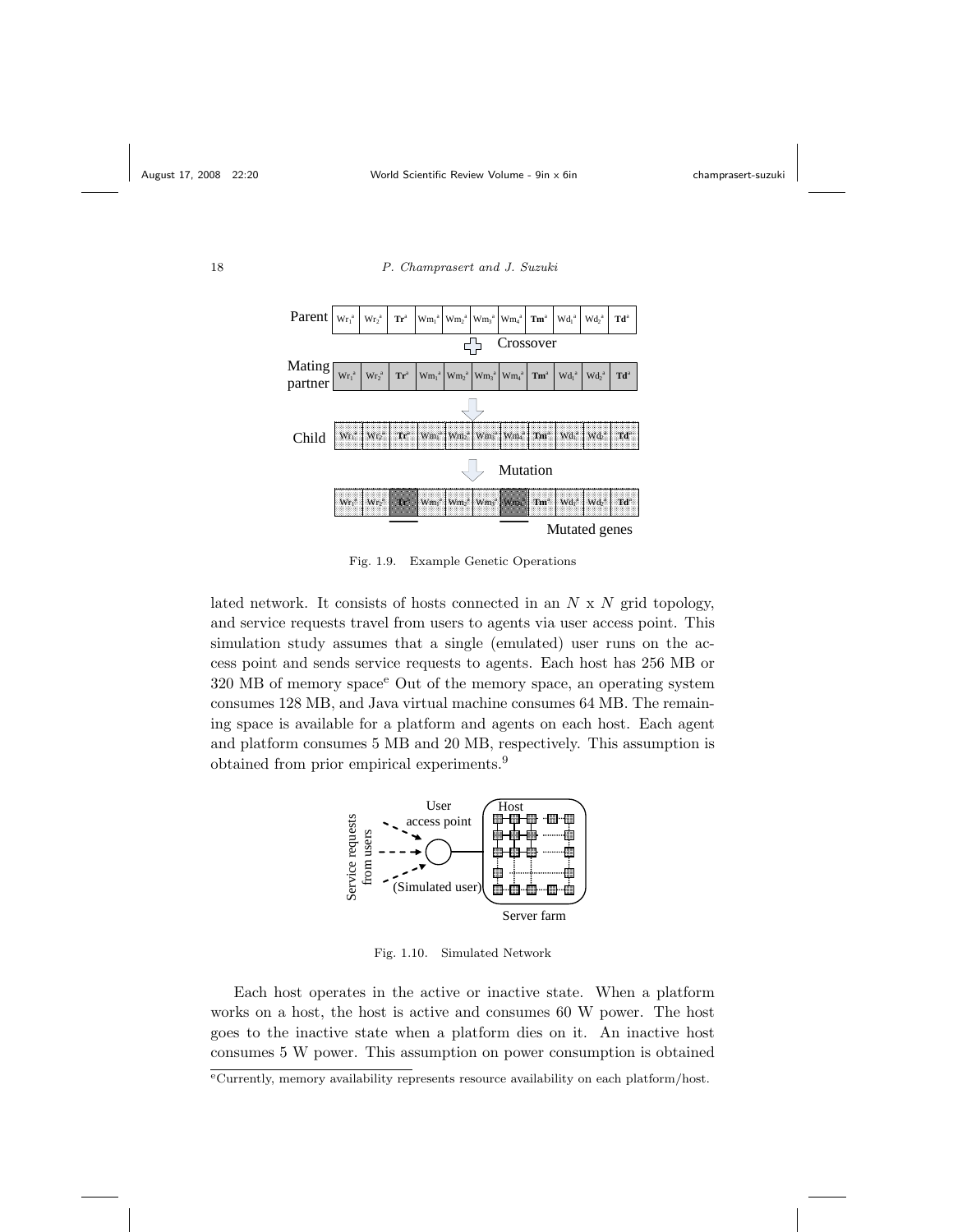Fig. 1.9. Example Genetic Operations

lated network. It consists of hosts connected in an $N$ x $N$ grid topology, and service requests travel from users to agents via user access point. This simulation study assumes that a single (emulated) user runs on the access point and sends service requests to agents. Each host has 256 MB or 320 MB of memory space[e] Out of the memory space, an operating system consumes 128 MB, and Java virtual machine consumes 64 MB. The remaining space is available for a platform and agents on each host. Each agent and platform consumes 5 MB and 20 MB, respectively. This assumption is obtained from prior empirical experiments.[9]

Fig. 1.10. Simulated Network

Each host operates in the active or inactive state. When a platform works on a host, the host is active and consumes 60 W power. The host goes to the inactive state when a platform dies on it. An inactive host consumes 5 W power. This assumption on power consumption is obtained

[e]Currently, memory availability represents resource availability on each platform/host.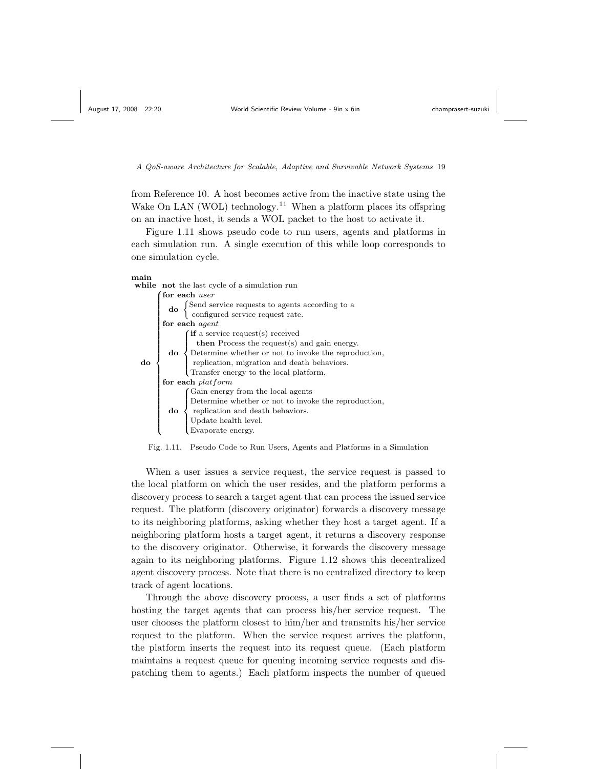from Reference 10. A host becomes active from the inactive state using the Wake On LAN (WOL) technology.[11] When a platform places its offspring on an inactive host, it sends a WOL packet to the host to activate it.

Figure 1.11 shows pseudo code to run users, agents and platforms in each simulation run. A single execution of this while loop corresponds to one simulation cycle.

```
main
 while not the last cycle of a simulation run
  do {
    for each user
      do { Send service requests to agents according to a
           configured service request rate.
    for each agent
      do { if a service request(s) received
             then Process the request(s) and gain energy.
           Determine whether or not to invoke the reproduction,
             replication, migration and death behaviors.
           Transfer energy to the local platform.
    for each platform
      do { Gain energy from the local agents
           Determine whether or not to invoke the reproduction,
             replication and death behaviors.
           Update health level.
           Evaporate energy.
```

Fig. 1.11. Pseudo Code to Run Users, Agents and Platforms in a Simulation

When a user issues a service request, the service request is passed to the local platform on which the user resides, and the platform performs a discovery process to search a target agent that can process the issued service request. The platform (discovery originator) forwards a discovery message to its neighboring platforms, asking whether they host a target agent. If a neighboring platform hosts a target agent, it returns a discovery response to the discovery originator. Otherwise, it forwards the discovery message again to its neighboring platforms. Figure 1.12 shows this decentralized agent discovery process. Note that there is no centralized directory to keep track of agent locations.

Through the above discovery process, a user finds a set of platforms hosting the target agents that can process his/her service request. The user chooses the platform closest to him/her and transmits his/her service request to the platform. When the service request arrives the platform, the platform inserts the request into its request queue. (Each platform maintains a request queue for queuing incoming service requests and dispatching them to agents.) Each platform inspects the number of queued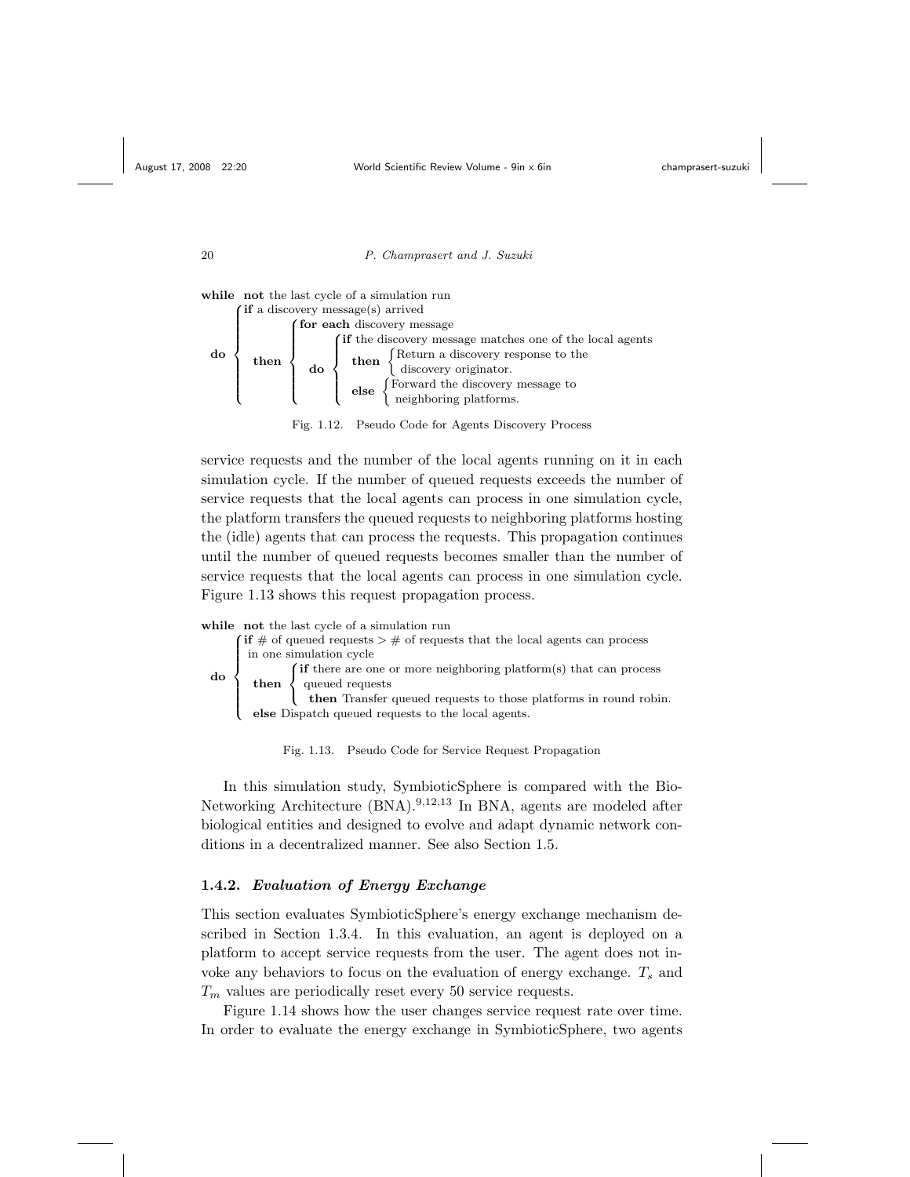```
while not the last cycle of a simulation run
do {
    if a discovery message(s) arrived
    then {
        for each discovery message
        do {
            if the discovery message matches one of the local agents
            then { Return a discovery response to the
                   discovery originator.
            else { Forward the discovery message to
                   neighboring platforms.
```

Fig. 1.12. Pseudo Code for Agents Discovery Process

service requests and the number of the local agents running on it in each simulation cycle. If the number of queued requests exceeds the number of service requests that the local agents can process in one simulation cycle, the platform transfers the queued requests to neighboring platforms hosting the (idle) agents that can process the requests. This propagation continues until the number of queued requests becomes smaller than the number of service requests that the local agents can process in one simulation cycle. Figure 1.13 shows this request propagation process.

```
while not the last cycle of a simulation run
do {
    if # of queued requests > # of requests that the local agents can process
     in one simulation cycle
    then {
        if there are one or more neighboring platform(s) that can process
         queued requests
          then Transfer queued requests to those platforms in round robin.
    else Dispatch queued requests to the local agents.
```

Fig. 1.13. Pseudo Code for Service Request Propagation

In this simulation study, SymbioticSphere is compared with the Bio-Networking Architecture (BNA).[9,12,13] In BNA, agents are modeled after biological entities and designed to evolve and adapt dynamic network conditions in a decentralized manner. See also Section 1.5.

### 1.4.2. *Evaluation of Energy Exchange*

This section evaluates SymbioticSphere's energy exchange mechanism described in Section 1.3.4. In this evaluation, an agent is deployed on a platform to accept service requests from the user. The agent does not invoke any behaviors to focus on the evaluation of energy exchange. $T_s$ and $T_m$ values are periodically reset every 50 service requests.

Figure 1.14 shows how the user changes service request rate over time. In order to evaluate the energy exchange in SymbioticSphere, two agents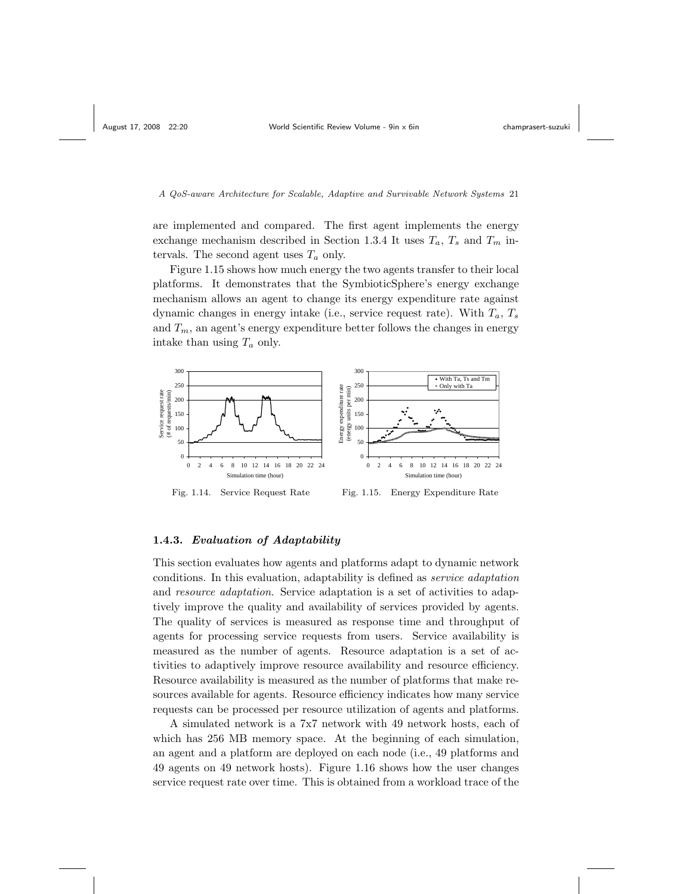are implemented and compared. The first agent implements the energy exchange mechanism described in Section 1.3.4 It uses $T_a$, $T_s$ and $T_m$ intervals. The second agent uses $T_a$ only.

Figure 1.15 shows how much energy the two agents transfer to their local platforms. It demonstrates that the SymbioticSphere's energy exchange mechanism allows an agent to change its energy expenditure rate against dynamic changes in energy intake (i.e., service request rate). With $T_a$, $T_s$ and $T_m$, an agent's energy expenditure better follows the changes in energy intake than using $T_a$ only.

Fig. 1.14. Service Request Rate

Fig. 1.15. Energy Expenditure Rate

### 1.4.3. *Evaluation of Adaptability*

This section evaluates how agents and platforms adapt to dynamic network conditions. In this evaluation, adaptability is defined as *service adaptation* and *resource adaptation*. Service adaptation is a set of activities to adaptively improve the quality and availability of services provided by agents. The quality of services is measured as response time and throughput of agents for processing service requests from users. Service availability is measured as the number of agents. Resource adaptation is a set of activities to adaptively improve resource availability and resource efficiency. Resource availability is measured as the number of platforms that make resources available for agents. Resource efficiency indicates how many service requests can be processed per resource utilization of agents and platforms.

A simulated network is a 7x7 network with 49 network hosts, each of which has 256 MB memory space. At the beginning of each simulation, an agent and a platform are deployed on each node (i.e., 49 platforms and 49 agents on 49 network hosts). Figure 1.16 shows how the user changes service request rate over time. This is obtained from a workload trace of the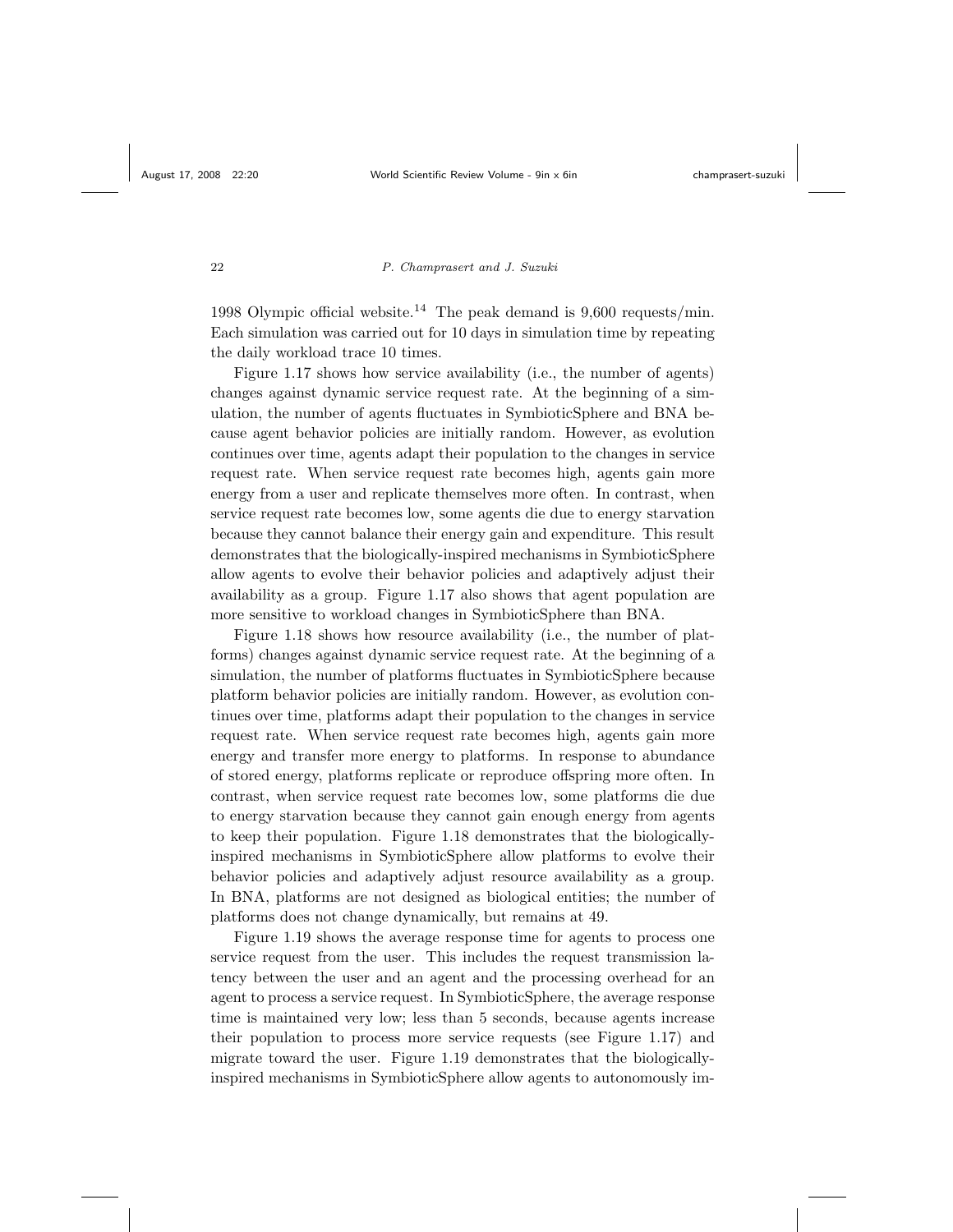1998 Olympic official website.[14] The peak demand is 9,600 requests/min. Each simulation was carried out for 10 days in simulation time by repeating the daily workload trace 10 times.

Figure 1.17 shows how service availability (i.e., the number of agents) changes against dynamic service request rate. At the beginning of a simulation, the number of agents fluctuates in SymbioticSphere and BNA because agent behavior policies are initially random. However, as evolution continues over time, agents adapt their population to the changes in service request rate. When service request rate becomes high, agents gain more energy from a user and replicate themselves more often. In contrast, when service request rate becomes low, some agents die due to energy starvation because they cannot balance their energy gain and expenditure. This result demonstrates that the biologically-inspired mechanisms in SymbioticSphere allow agents to evolve their behavior policies and adaptively adjust their availability as a group. Figure 1.17 also shows that agent population are more sensitive to workload changes in SymbioticSphere than BNA.

Figure 1.18 shows how resource availability (i.e., the number of platforms) changes against dynamic service request rate. At the beginning of a simulation, the number of platforms fluctuates in SymbioticSphere because platform behavior policies are initially random. However, as evolution continues over time, platforms adapt their population to the changes in service request rate. When service request rate becomes high, agents gain more energy and transfer more energy to platforms. In response to abundance of stored energy, platforms replicate or reproduce offspring more often. In contrast, when service request rate becomes low, some platforms die due to energy starvation because they cannot gain enough energy from agents to keep their population. Figure 1.18 demonstrates that the biologically-inspired mechanisms in SymbioticSphere allow platforms to evolve their behavior policies and adaptively adjust resource availability as a group. In BNA, platforms are not designed as biological entities; the number of platforms does not change dynamically, but remains at 49.

Figure 1.19 shows the average response time for agents to process one service request from the user. This includes the request transmission latency between the user and an agent and the processing overhead for an agent to process a service request. In SymbioticSphere, the average response time is maintained very low; less than 5 seconds, because agents increase their population to process more service requests (see Figure 1.17) and migrate toward the user. Figure 1.19 demonstrates that the biologically-inspired mechanisms in SymbioticSphere allow agents to autonomously im-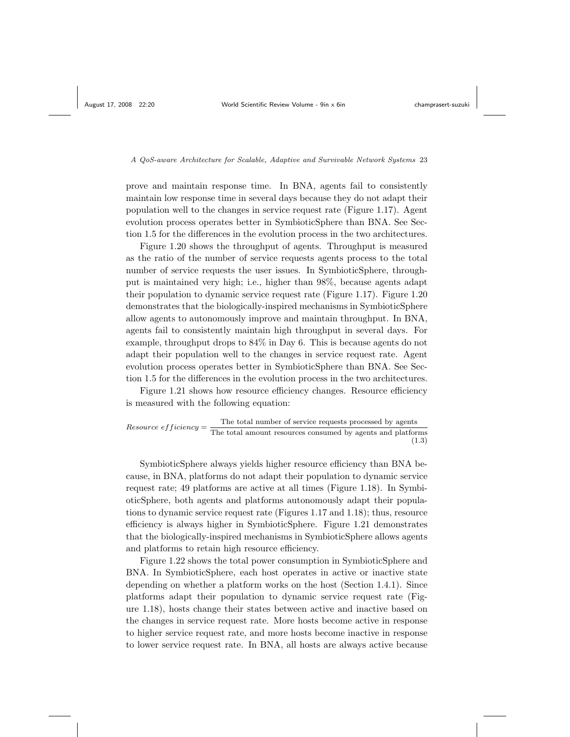prove and maintain response time. In BNA, agents fail to consistently maintain low response time in several days because they do not adapt their population well to the changes in service request rate (Figure 1.17). Agent evolution process operates better in SymbioticSphere than BNA. See Section 1.5 for the differences in the evolution process in the two architectures.

Figure 1.20 shows the throughput of agents. Throughput is measured as the ratio of the number of service requests agents process to the total number of service requests the user issues. In SymbioticSphere, throughput is maintained very high; i.e., higher than 98%, because agents adapt their population to dynamic service request rate (Figure 1.17). Figure 1.20 demonstrates that the biologically-inspired mechanisms in SymbioticSphere allow agents to autonomously improve and maintain throughput. In BNA, agents fail to consistently maintain high throughput in several days. For example, throughput drops to 84% in Day 6. This is because agents do not adapt their population well to the changes in service request rate. Agent evolution process operates better in SymbioticSphere than BNA. See Section 1.5 for the differences in the evolution process in the two architectures.

Figure 1.21 shows how resource efficiency changes. Resource efficiency is measured with the following equation:

$$Resource\ efficiency = \frac{\text{The total number of service requests processed by agents}}{\text{The total amount resources consumed by agents and platforms}} \tag{1.3}$$

SymbioticSphere always yields higher resource efficiency than BNA because, in BNA, platforms do not adapt their population to dynamic service request rate; 49 platforms are active at all times (Figure 1.18). In SymbioticSphere, both agents and platforms autonomously adapt their populations to dynamic service request rate (Figures 1.17 and 1.18); thus, resource efficiency is always higher in SymbioticSphere. Figure 1.21 demonstrates that the biologically-inspired mechanisms in SymbioticSphere allows agents and platforms to retain high resource efficiency.

Figure 1.22 shows the total power consumption in SymbioticSphere and BNA. In SymbioticSphere, each host operates in active or inactive state depending on whether a platform works on the host (Section 1.4.1). Since platforms adapt their population to dynamic service request rate (Figure 1.18), hosts change their states between active and inactive based on the changes in service request rate. More hosts become active in response to higher service request rate, and more hosts become inactive in response to lower service request rate. In BNA, all hosts are always active because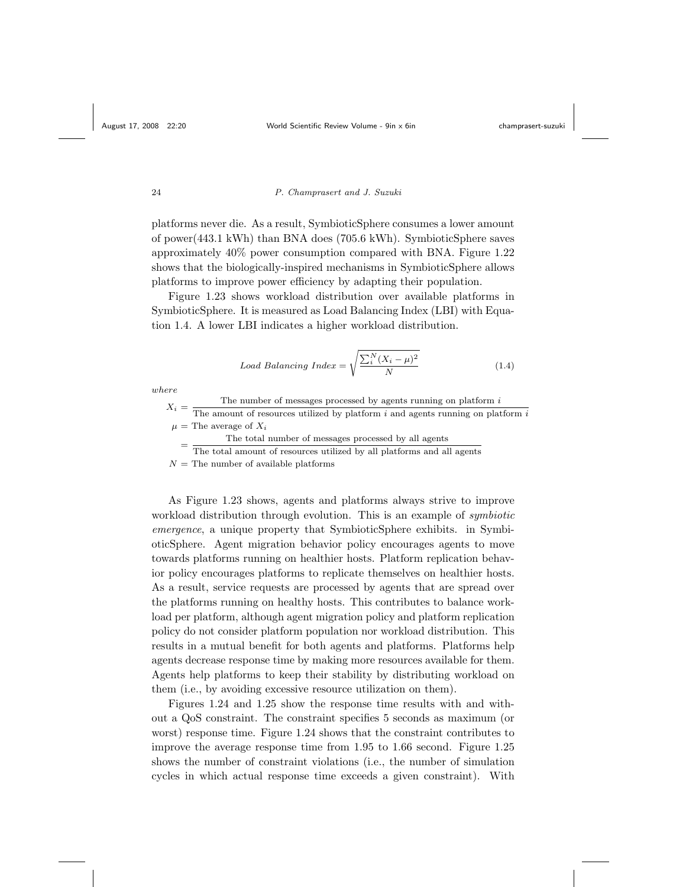platforms never die. As a result, SymbioticSphere consumes a lower amount of power(443.1 kWh) than BNA does (705.6 kWh). SymbioticSphere saves approximately 40% power consumption compared with BNA. Figure 1.22 shows that the biologically-inspired mechanisms in SymbioticSphere allows platforms to improve power efficiency by adapting their population.

Figure 1.23 shows workload distribution over available platforms in SymbioticSphere. It is measured as Load Balancing Index (LBI) with Equation 1.4. A lower LBI indicates a higher workload distribution.

$$Load\ Balancing\ Index = \sqrt{\frac{\sum_i^N (X_i - \mu)^2}{N}} \tag{1.4}$$

*where*

$$X_i = \frac{\text{The number of messages processed by agents running on platform } i}{\text{The amount of resources utilized by platform } i \text{ and agents running on platform } i}$$

$$\mu = \text{The average of } X_i$$

$$= \frac{\text{The total number of messages processed by all agents}}{\text{The total amount of resources utilized by all platforms and all agents}}$$

$$N = \text{The number of available platforms}$$

As Figure 1.23 shows, agents and platforms always strive to improve workload distribution through evolution. This is an example of *symbiotic emergence*, a unique property that SymbioticSphere exhibits. in SymbioticSphere. Agent migration behavior policy encourages agents to move towards platforms running on healthier hosts. Platform replication behavior policy encourages platforms to replicate themselves on healthier hosts. As a result, service requests are processed by agents that are spread over the platforms running on healthy hosts. This contributes to balance workload per platform, although agent migration policy and platform replication policy do not consider platform population nor workload distribution. This results in a mutual benefit for both agents and platforms. Platforms help agents decrease response time by making more resources available for them. Agents help platforms to keep their stability by distributing workload on them (i.e., by avoiding excessive resource utilization on them).

Figures 1.24 and 1.25 show the response time results with and without a QoS constraint. The constraint specifies 5 seconds as maximum (or worst) response time. Figure 1.24 shows that the constraint contributes to improve the average response time from 1.95 to 1.66 second. Figure 1.25 shows the number of constraint violations (i.e., the number of simulation cycles in which actual response time exceeds a given constraint). With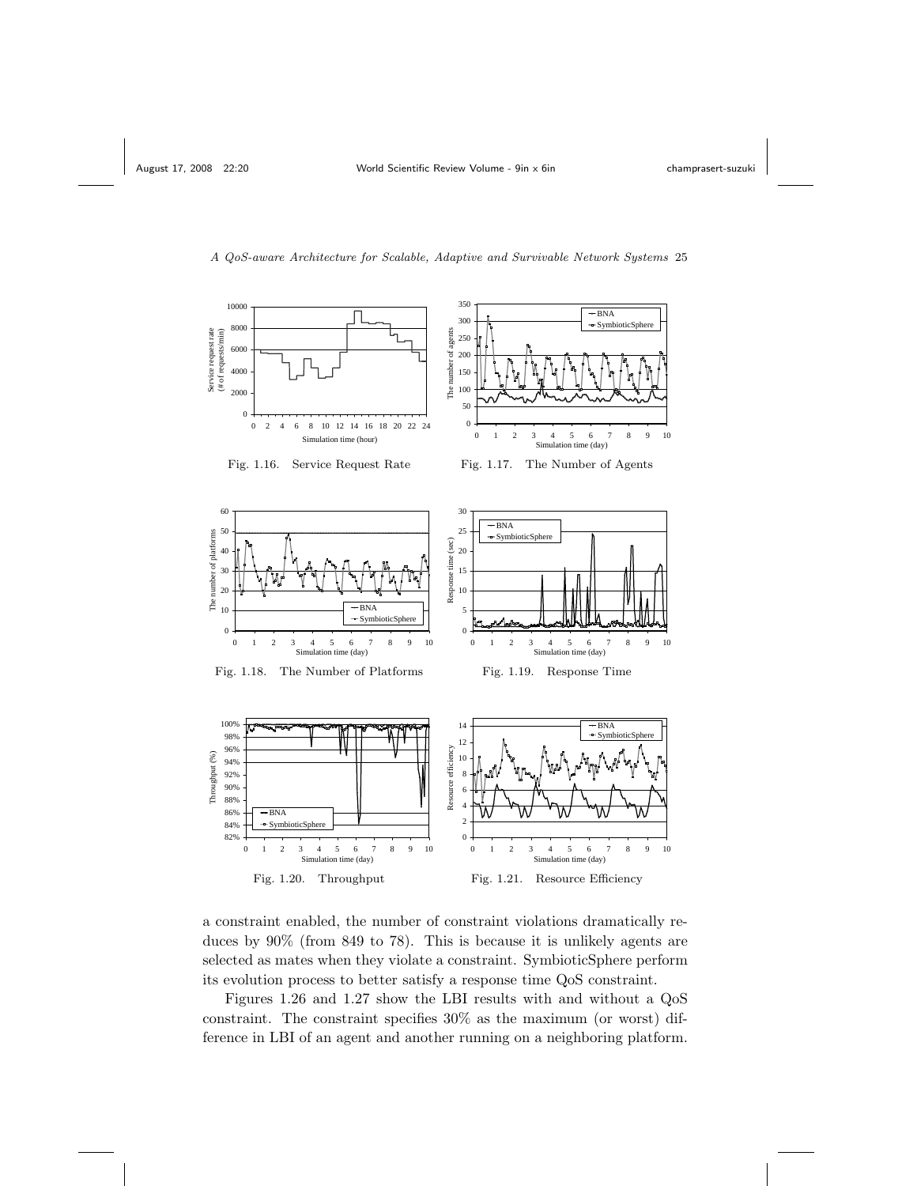Fig. 1.16. Service Request Rate

Fig. 1.17. The Number of Agents

Fig. 1.18. The Number of Platforms

Fig. 1.19. Response Time

Fig. 1.20. Throughput

Fig. 1.21. Resource Efficiency

a constraint enabled, the number of constraint violations dramatically reduces by 90% (from 849 to 78). This is because it is unlikely agents are selected as mates when they violate a constraint. SymbioticSphere perform its evolution process to better satisfy a response time QoS constraint.

Figures 1.26 and 1.27 show the LBI results with and without a QoS constraint. The constraint specifies 30% as the maximum (or worst) difference in LBI of an agent and another running on a neighboring platform.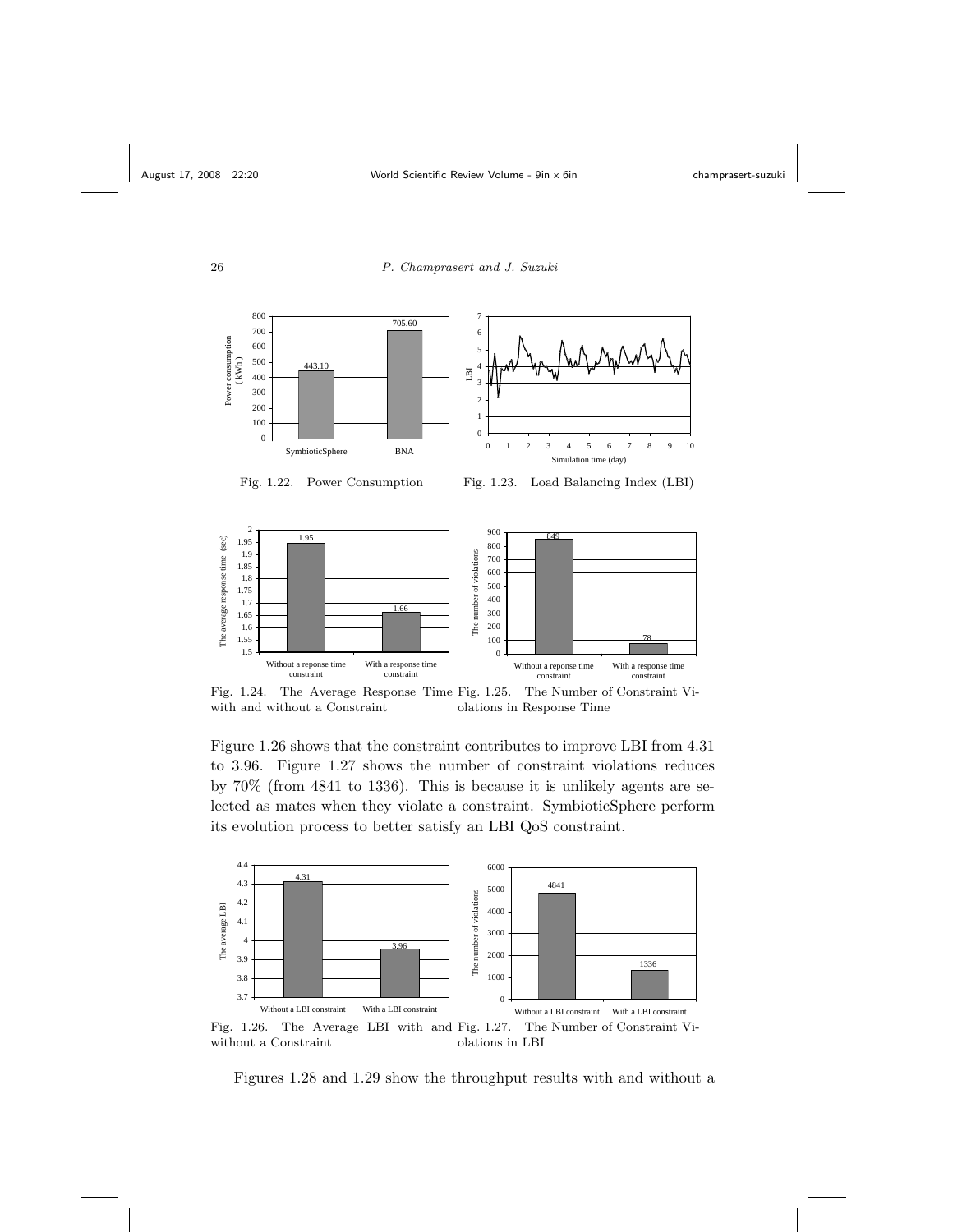Fig. 1.22. Power Consumption

Fig. 1.23. Load Balancing Index (LBI)

Fig. 1.24. The Average Response Time with and without a Constraint

Fig. 1.25. The Number of Constraint Violations in Response Time

Figure 1.26 shows that the constraint contributes to improve LBI from 4.31 to 3.96. Figure 1.27 shows the number of constraint violations reduces by 70% (from 4841 to 1336). This is because it is unlikely agents are selected as mates when they violate a constraint. SymbioticSphere perform its evolution process to better satisfy an LBI QoS constraint.

Fig. 1.26. The Average LBI with and without a Constraint

Fig. 1.27. The Number of Constraint Violations in LBI

Figures 1.28 and 1.29 show the throughput results with and without a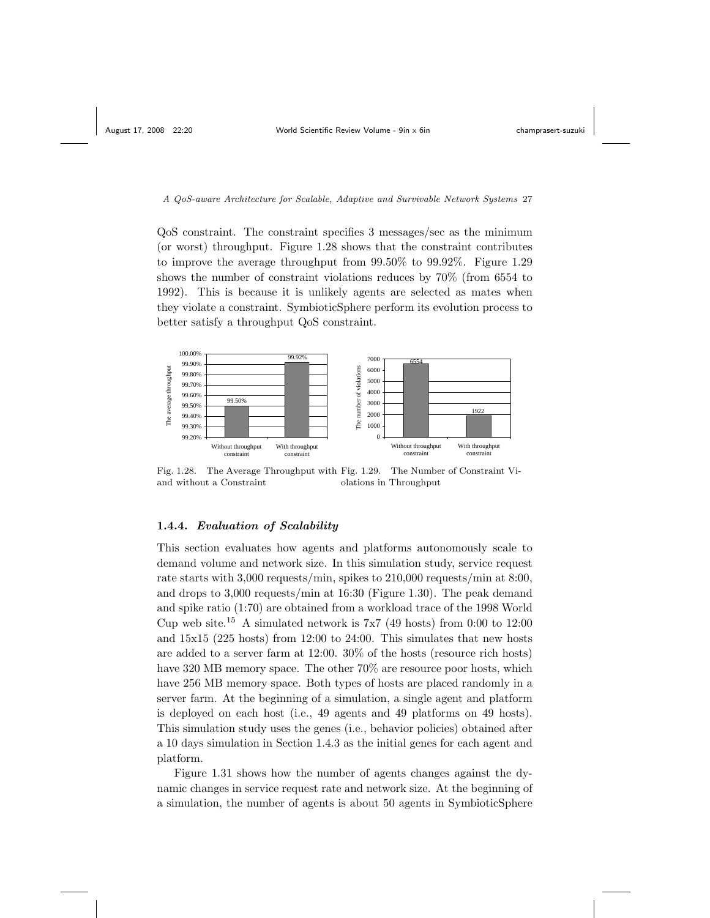QoS constraint. The constraint specifies 3 messages/sec as the minimum (or worst) throughput. Figure 1.28 shows that the constraint contributes to improve the average throughput from 99.50% to 99.92%. Figure 1.29 shows the number of constraint violations reduces by 70% (from 6554 to 1992). This is because it is unlikely agents are selected as mates when they violate a constraint. SymbioticSphere perform its evolution process to better satisfy a throughput QoS constraint.

Fig. 1.28. The Average Throughput with and without a Constraint

Fig. 1.29. The Number of Constraint Violations in Throughput

### 1.4.4. *Evaluation of Scalability*

This section evaluates how agents and platforms autonomously scale to demand volume and network size. In this simulation study, service request rate starts with 3,000 requests/min, spikes to 210,000 requests/min at 8:00, and drops to 3,000 requests/min at 16:30 (Figure 1.30). The peak demand and spike ratio (1:70) are obtained from a workload trace of the 1998 World Cup web site.[15] A simulated network is 7x7 (49 hosts) from 0:00 to 12:00 and 15x15 (225 hosts) from 12:00 to 24:00. This simulates that new hosts are added to a server farm at 12:00. 30% of the hosts (resource rich hosts) have 320 MB memory space. The other 70% are resource poor hosts, which have 256 MB memory space. Both types of hosts are placed randomly in a server farm. At the beginning of a simulation, a single agent and platform is deployed on each host (i.e., 49 agents and 49 platforms on 49 hosts). This simulation study uses the genes (i.e., behavior policies) obtained after a 10 days simulation in Section 1.4.3 as the initial genes for each agent and platform.

Figure 1.31 shows how the number of agents changes against the dynamic changes in service request rate and network size. At the beginning of a simulation, the number of agents is about 50 agents in SymbioticSphere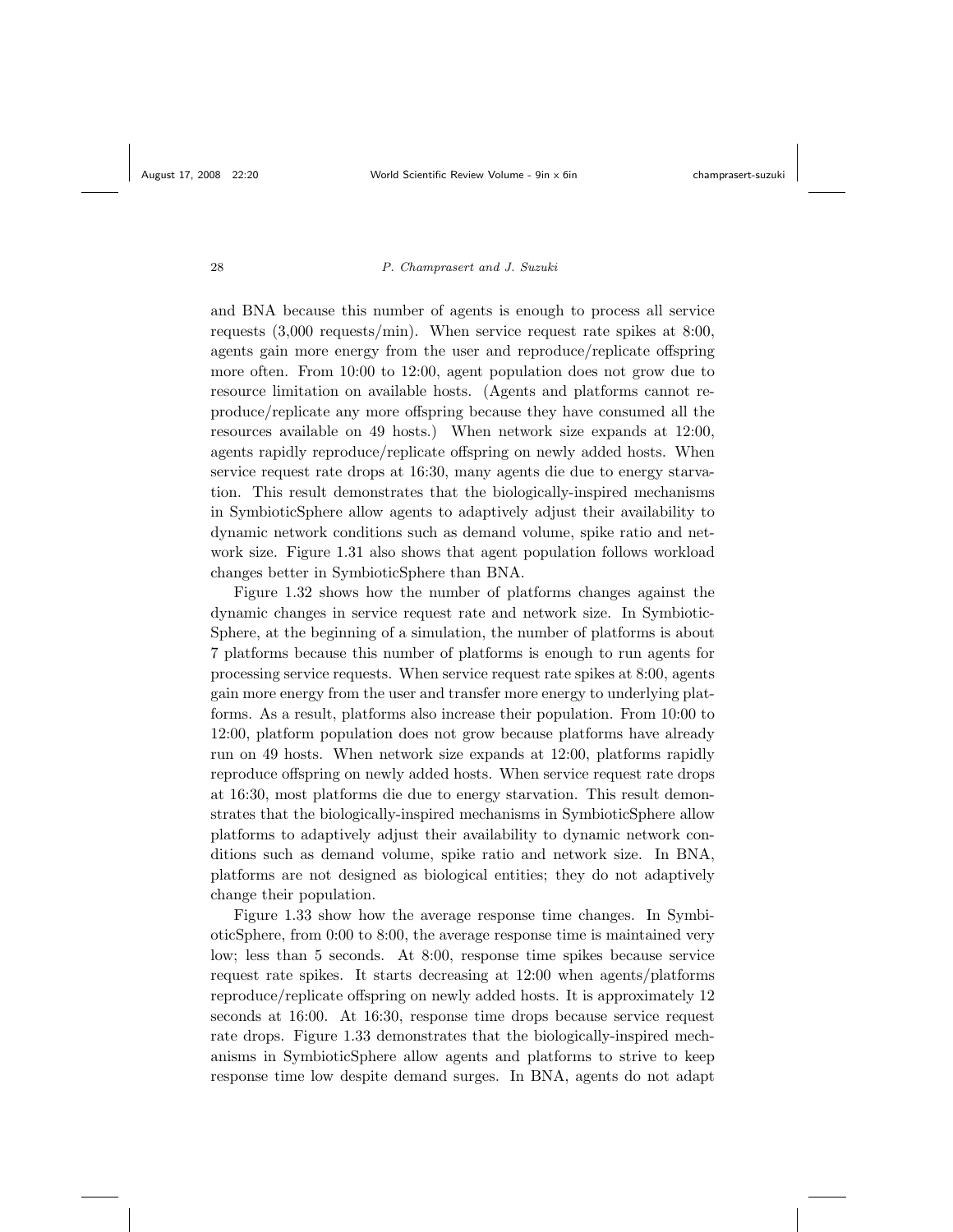and BNA because this number of agents is enough to process all service requests (3,000 requests/min). When service request rate spikes at 8:00, agents gain more energy from the user and reproduce/replicate offspring more often. From 10:00 to 12:00, agent population does not grow due to resource limitation on available hosts. (Agents and platforms cannot reproduce/replicate any more offspring because they have consumed all the resources available on 49 hosts.) When network size expands at 12:00, agents rapidly reproduce/replicate offspring on newly added hosts. When service request rate drops at 16:30, many agents die due to energy starvation. This result demonstrates that the biologically-inspired mechanisms in SymbioticSphere allow agents to adaptively adjust their availability to dynamic network conditions such as demand volume, spike ratio and network size. Figure 1.31 also shows that agent population follows workload changes better in SymbioticSphere than BNA.

Figure 1.32 shows how the number of platforms changes against the dynamic changes in service request rate and network size. In SymbioticSphere, at the beginning of a simulation, the number of platforms is about 7 platforms because this number of platforms is enough to run agents for processing service requests. When service request rate spikes at 8:00, agents gain more energy from the user and transfer more energy to underlying platforms. As a result, platforms also increase their population. From 10:00 to 12:00, platform population does not grow because platforms have already run on 49 hosts. When network size expands at 12:00, platforms rapidly reproduce offspring on newly added hosts. When service request rate drops at 16:30, most platforms die due to energy starvation. This result demonstrates that the biologically-inspired mechanisms in SymbioticSphere allow platforms to adaptively adjust their availability to dynamic network conditions such as demand volume, spike ratio and network size. In BNA, platforms are not designed as biological entities; they do not adaptively change their population.

Figure 1.33 show how the average response time changes. In SymbioticSphere, from 0:00 to 8:00, the average response time is maintained very low; less than 5 seconds. At 8:00, response time spikes because service request rate spikes. It starts decreasing at 12:00 when agents/platforms reproduce/replicate offspring on newly added hosts. It is approximately 12 seconds at 16:00. At 16:30, response time drops because service request rate drops. Figure 1.33 demonstrates that the biologically-inspired mechanisms in SymbioticSphere allow agents and platforms to strive to keep response time low despite demand surges. In BNA, agents do not adapt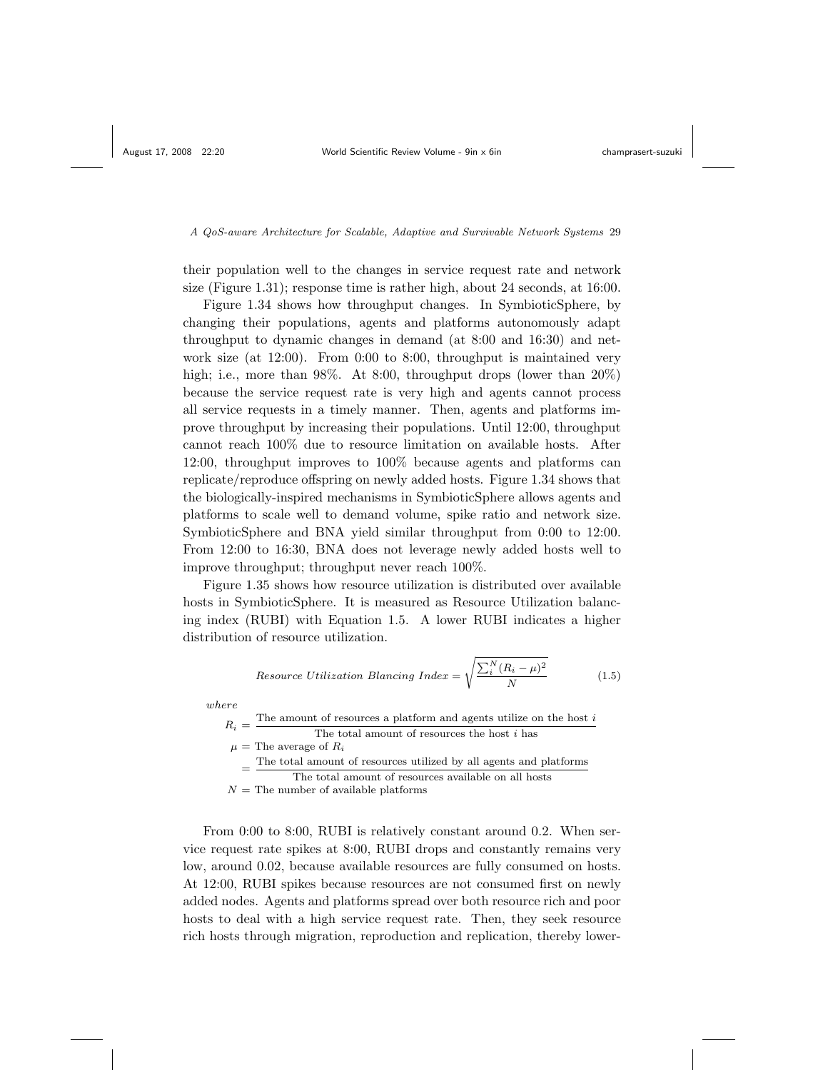their population well to the changes in service request rate and network size (Figure 1.31); response time is rather high, about 24 seconds, at 16:00.

Figure 1.34 shows how throughput changes. In SymbioticSphere, by changing their populations, agents and platforms autonomously adapt throughput to dynamic changes in demand (at 8:00 and 16:30) and network size (at 12:00). From 0:00 to 8:00, throughput is maintained very high; i.e., more than 98%. At 8:00, throughput drops (lower than 20%) because the service request rate is very high and agents cannot process all service requests in a timely manner. Then, agents and platforms improve throughput by increasing their populations. Until 12:00, throughput cannot reach 100% due to resource limitation on available hosts. After 12:00, throughput improves to 100% because agents and platforms can replicate/reproduce offspring on newly added hosts. Figure 1.34 shows that the biologically-inspired mechanisms in SymbioticSphere allows agents and platforms to scale well to demand volume, spike ratio and network size. SymbioticSphere and BNA yield similar throughput from 0:00 to 12:00. From 12:00 to 16:30, BNA does not leverage newly added hosts well to improve throughput; throughput never reach 100%.

Figure 1.35 shows how resource utilization is distributed over available hosts in SymbioticSphere. It is measured as Resource Utilization balancing index (RUBI) with Equation 1.5. A lower RUBI indicates a higher distribution of resource utilization.

$$Resource\ Utilization\ Blancing\ Index = \sqrt{\frac{\sum_i^N (R_i - \mu)^2}{N}} \tag{1.5}$$

*where*

$R_i = \dfrac{\text{The amount of resources a platform and agents utilize on the host } i}{\text{The total amount of resources the host } i \text{ has}}$

$\mu =$ The average of $R_i$

$= \dfrac{\text{The total amount of resources utilized by all agents and platforms}}{\text{The total amount of resources available on all hosts}}$

$N =$ The number of available platforms

From 0:00 to 8:00, RUBI is relatively constant around 0.2. When service request rate spikes at 8:00, RUBI drops and constantly remains very low, around 0.02, because available resources are fully consumed on hosts. At 12:00, RUBI spikes because resources are not consumed first on newly added nodes. Agents and platforms spread over both resource rich and poor hosts to deal with a high service request rate. Then, they seek resource rich hosts through migration, reproduction and replication, thereby lower-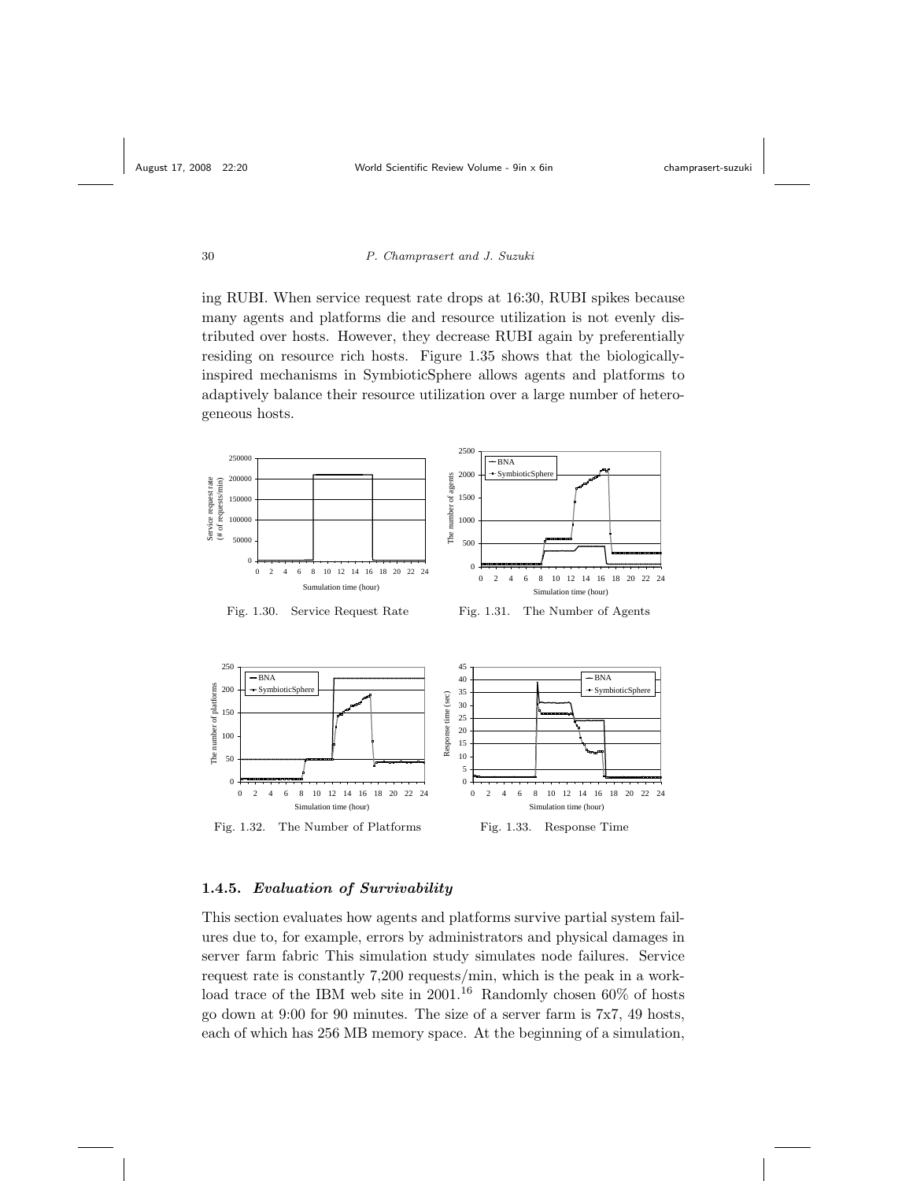ing RUBI. When service request rate drops at 16:30, RUBI spikes because many agents and platforms die and resource utilization is not evenly distributed over hosts. However, they decrease RUBI again by preferentially residing on resource rich hosts. Figure 1.35 shows that the biologically-inspired mechanisms in SymbioticSphere allows agents and platforms to adaptively balance their resource utilization over a large number of heterogeneous hosts.

Fig. 1.30. Service Request Rate

Fig. 1.31. The Number of Agents

Fig. 1.32. The Number of Platforms

Fig. 1.33. Response Time

### 1.4.5. *Evaluation of Survivability*

This section evaluates how agents and platforms survive partial system failures due to, for example, errors by administrators and physical damages in server farm fabric This simulation study simulates node failures. Service request rate is constantly 7,200 requests/min, which is the peak in a workload trace of the IBM web site in 2001.[16] Randomly chosen 60% of hosts go down at 9:00 for 90 minutes. The size of a server farm is 7x7, 49 hosts, each of which has 256 MB memory space. At the beginning of a simulation,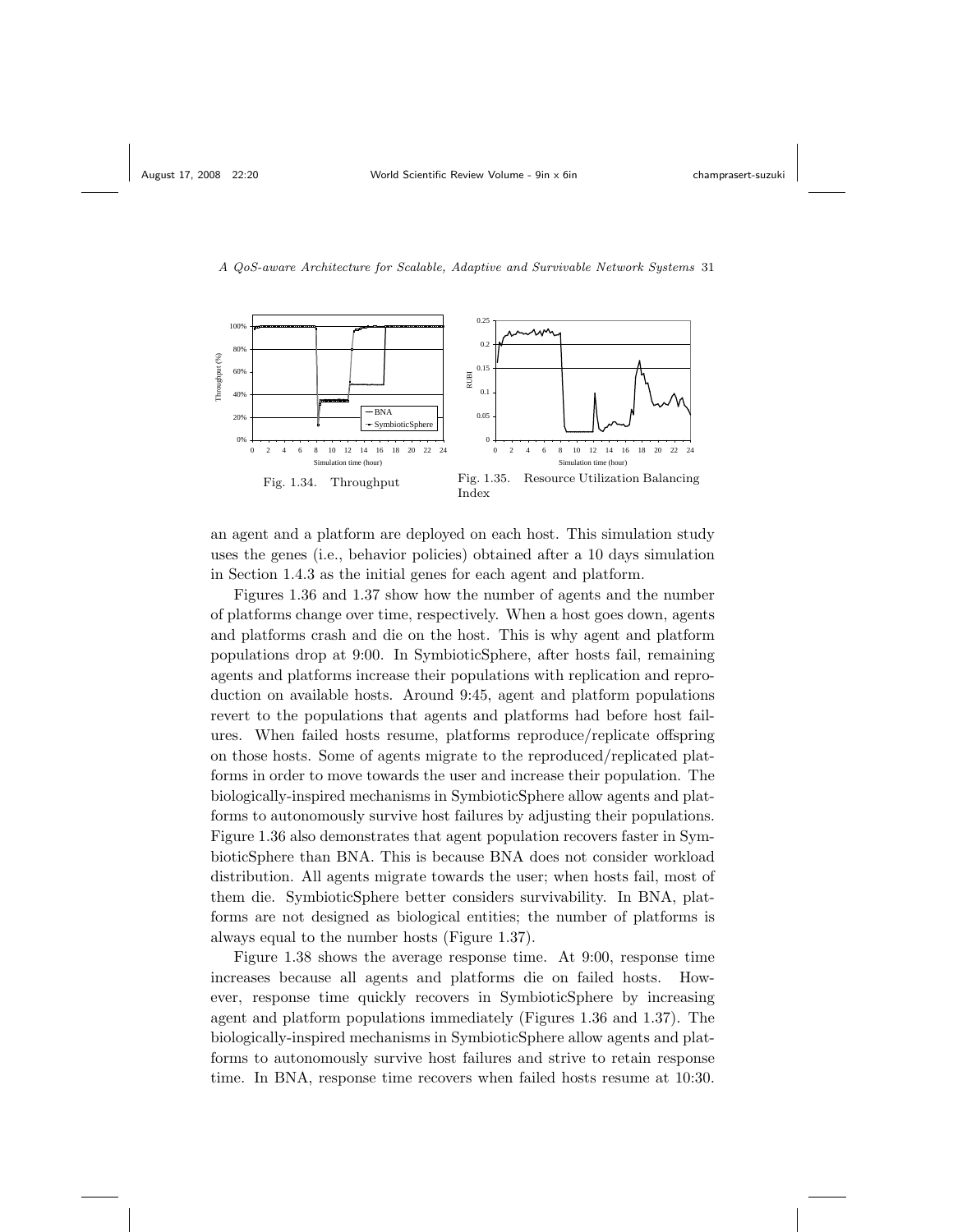Fig. 1.34. Throughput

Fig. 1.35. Resource Utilization Balancing Index

an agent and a platform are deployed on each host. This simulation study uses the genes (i.e., behavior policies) obtained after a 10 days simulation in Section 1.4.3 as the initial genes for each agent and platform.

Figures 1.36 and 1.37 show how the number of agents and the number of platforms change over time, respectively. When a host goes down, agents and platforms crash and die on the host. This is why agent and platform populations drop at 9:00. In SymbioticSphere, after hosts fail, remaining agents and platforms increase their populations with replication and reproduction on available hosts. Around 9:45, agent and platform populations revert to the populations that agents and platforms had before host failures. When failed hosts resume, platforms reproduce/replicate offspring on those hosts. Some of agents migrate to the reproduced/replicated platforms in order to move towards the user and increase their population. The biologically-inspired mechanisms in SymbioticSphere allow agents and platforms to autonomously survive host failures by adjusting their populations. Figure 1.36 also demonstrates that agent population recovers faster in SymbioticSphere than BNA. This is because BNA does not consider workload distribution. All agents migrate towards the user; when hosts fail, most of them die. SymbioticSphere better considers survivability. In BNA, platforms are not designed as biological entities; the number of platforms is always equal to the number hosts (Figure 1.37).

Figure 1.38 shows the average response time. At 9:00, response time increases because all agents and platforms die on failed hosts. However, response time quickly recovers in SymbioticSphere by increasing agent and platform populations immediately (Figures 1.36 and 1.37). The biologically-inspired mechanisms in SymbioticSphere allow agents and platforms to autonomously survive host failures and strive to retain response time. In BNA, response time recovers when failed hosts resume at 10:30.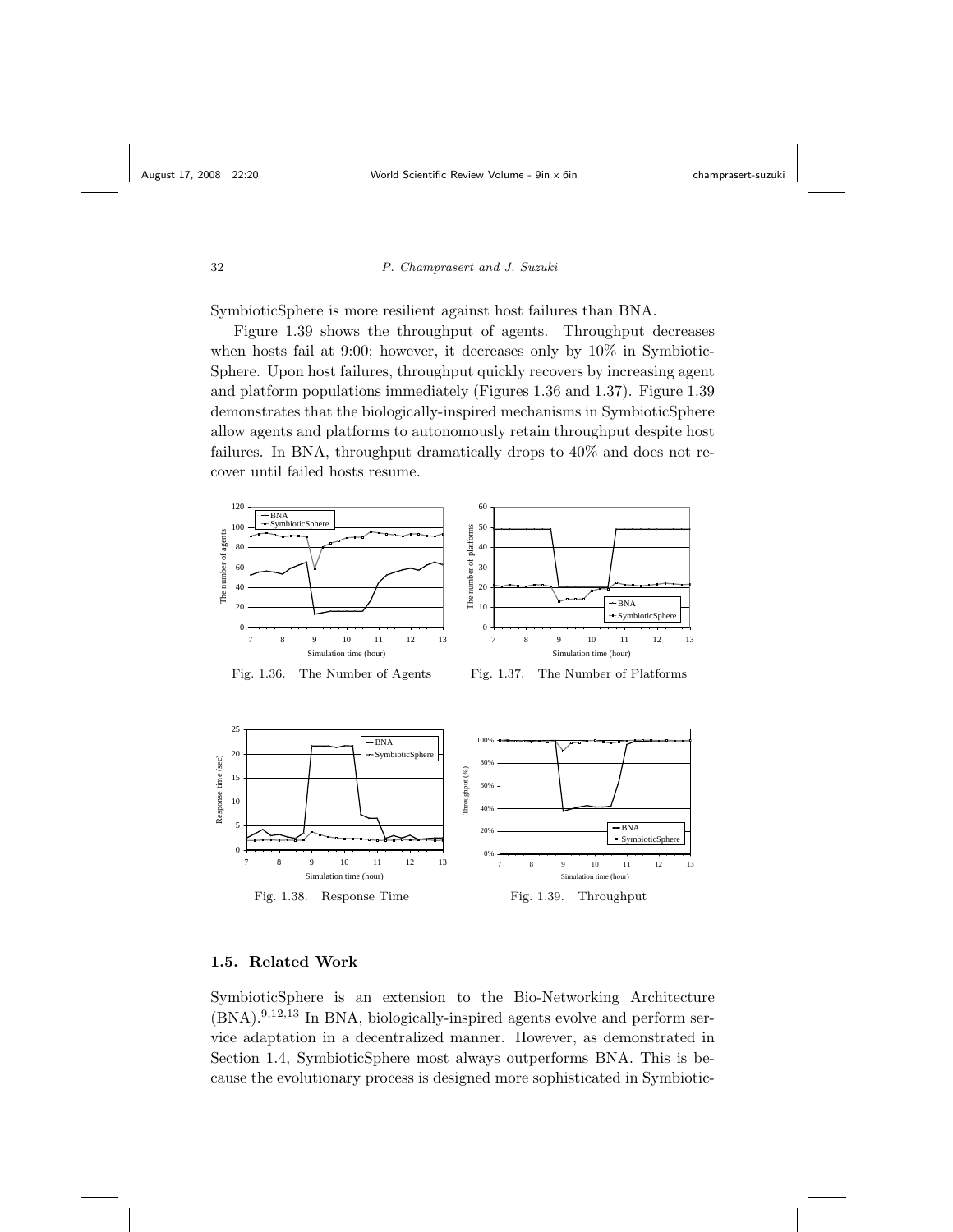SymbioticSphere is more resilient against host failures than BNA.

Figure 1.39 shows the throughput of agents. Throughput decreases when hosts fail at 9:00; however, it decreases only by 10% in SymbioticSphere. Upon host failures, throughput quickly recovers by increasing agent and platform populations immediately (Figures 1.36 and 1.37). Figure 1.39 demonstrates that the biologically-inspired mechanisms in SymbioticSphere allow agents and platforms to autonomously retain throughput despite host failures. In BNA, throughput dramatically drops to 40% and does not recover until failed hosts resume.

Fig. 1.36. The Number of Agents

Fig. 1.37. The Number of Platforms

Fig. 1.38. Response Time

Fig. 1.39. Throughput

## 1.5. Related Work

SymbioticSphere is an extension to the Bio-Networking Architecture (BNA).[9,12,13] In BNA, biologically-inspired agents evolve and perform service adaptation in a decentralized manner. However, as demonstrated in Section 1.4, SymbioticSphere most always outperforms BNA. This is because the evolutionary process is designed more sophisticated in Symbiotic-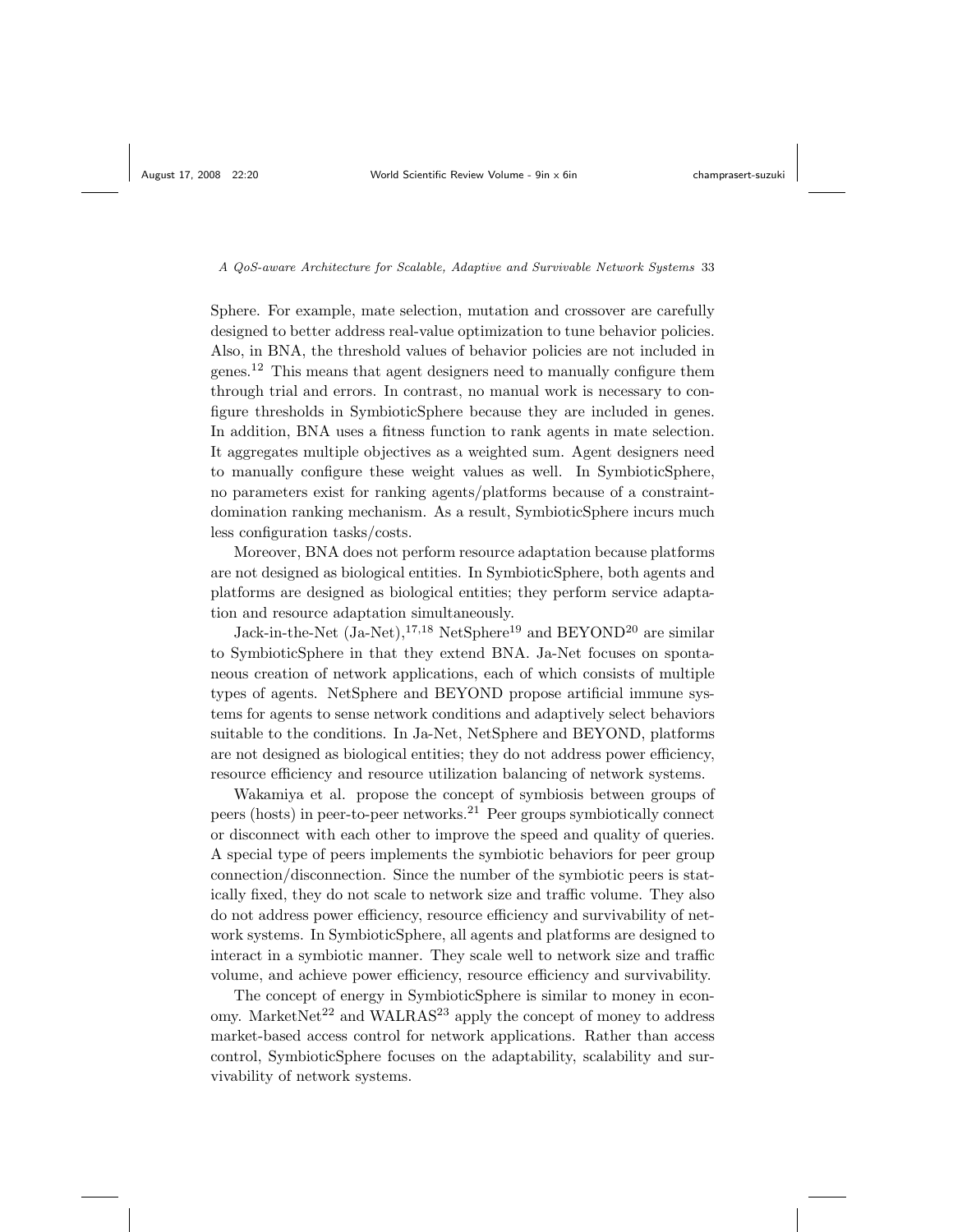Sphere. For example, mate selection, mutation and crossover are carefully designed to better address real-value optimization to tune behavior policies. Also, in BNA, the threshold values of behavior policies are not included in genes.[12] This means that agent designers need to manually configure them through trial and errors. In contrast, no manual work is necessary to configure thresholds in SymbioticSphere because they are included in genes. In addition, BNA uses a fitness function to rank agents in mate selection. It aggregates multiple objectives as a weighted sum. Agent designers need to manually configure these weight values as well. In SymbioticSphere, no parameters exist for ranking agents/platforms because of a constraint-domination ranking mechanism. As a result, SymbioticSphere incurs much less configuration tasks/costs.

Moreover, BNA does not perform resource adaptation because platforms are not designed as biological entities. In SymbioticSphere, both agents and platforms are designed as biological entities; they perform service adaptation and resource adaptation simultaneously.

Jack-in-the-Net (Ja-Net),[17,18] NetSphere[19] and BEYOND[20] are similar to SymbioticSphere in that they extend BNA. Ja-Net focuses on spontaneous creation of network applications, each of which consists of multiple types of agents. NetSphere and BEYOND propose artificial immune systems for agents to sense network conditions and adaptively select behaviors suitable to the conditions. In Ja-Net, NetSphere and BEYOND, platforms are not designed as biological entities; they do not address power efficiency, resource efficiency and resource utilization balancing of network systems.

Wakamiya et al. propose the concept of symbiosis between groups of peers (hosts) in peer-to-peer networks.[21] Peer groups symbiotically connect or disconnect with each other to improve the speed and quality of queries. A special type of peers implements the symbiotic behaviors for peer group connection/disconnection. Since the number of the symbiotic peers is statically fixed, they do not scale to network size and traffic volume. They also do not address power efficiency, resource efficiency and survivability of network systems. In SymbioticSphere, all agents and platforms are designed to interact in a symbiotic manner. They scale well to network size and traffic volume, and achieve power efficiency, resource efficiency and survivability.

The concept of energy in SymbioticSphere is similar to money in economy. MarketNet[22] and WALRAS[23] apply the concept of money to address market-based access control for network applications. Rather than access control, SymbioticSphere focuses on the adaptability, scalability and survivability of network systems.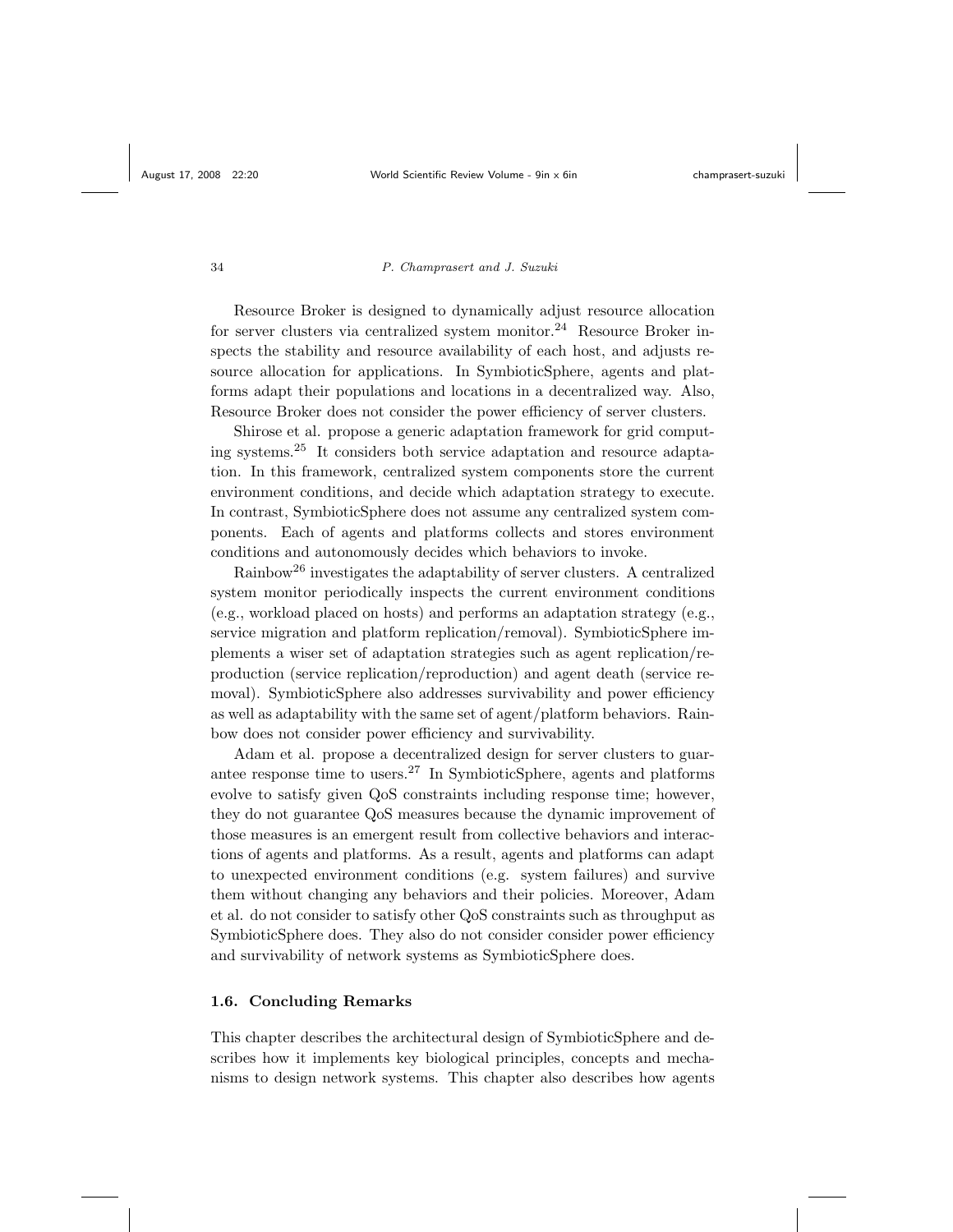Resource Broker is designed to dynamically adjust resource allocation for server clusters via centralized system monitor.[24] Resource Broker inspects the stability and resource availability of each host, and adjusts resource allocation for applications. In SymbioticSphere, agents and platforms adapt their populations and locations in a decentralized way. Also, Resource Broker does not consider the power efficiency of server clusters.

Shirose et al. propose a generic adaptation framework for grid computing systems.[25] It considers both service adaptation and resource adaptation. In this framework, centralized system components store the current environment conditions, and decide which adaptation strategy to execute. In contrast, SymbioticSphere does not assume any centralized system components. Each of agents and platforms collects and stores environment conditions and autonomously decides which behaviors to invoke.

Rainbow[26] investigates the adaptability of server clusters. A centralized system monitor periodically inspects the current environment conditions (e.g., workload placed on hosts) and performs an adaptation strategy (e.g., service migration and platform replication/removal). SymbioticSphere implements a wiser set of adaptation strategies such as agent replication/reproduction (service replication/reproduction) and agent death (service removal). SymbioticSphere also addresses survivability and power efficiency as well as adaptability with the same set of agent/platform behaviors. Rainbow does not consider power efficiency and survivability.

Adam et al. propose a decentralized design for server clusters to guarantee response time to users.[27] In SymbioticSphere, agents and platforms evolve to satisfy given QoS constraints including response time; however, they do not guarantee QoS measures because the dynamic improvement of those measures is an emergent result from collective behaviors and interactions of agents and platforms. As a result, agents and platforms can adapt to unexpected environment conditions (e.g. system failures) and survive them without changing any behaviors and their policies. Moreover, Adam et al. do not consider to satisfy other QoS constraints such as throughput as SymbioticSphere does. They also do not consider consider power efficiency and survivability of network systems as SymbioticSphere does.

### 1.6. Concluding Remarks

This chapter describes the architectural design of SymbioticSphere and describes how it implements key biological principles, concepts and mechanisms to design network systems. This chapter also describes how agents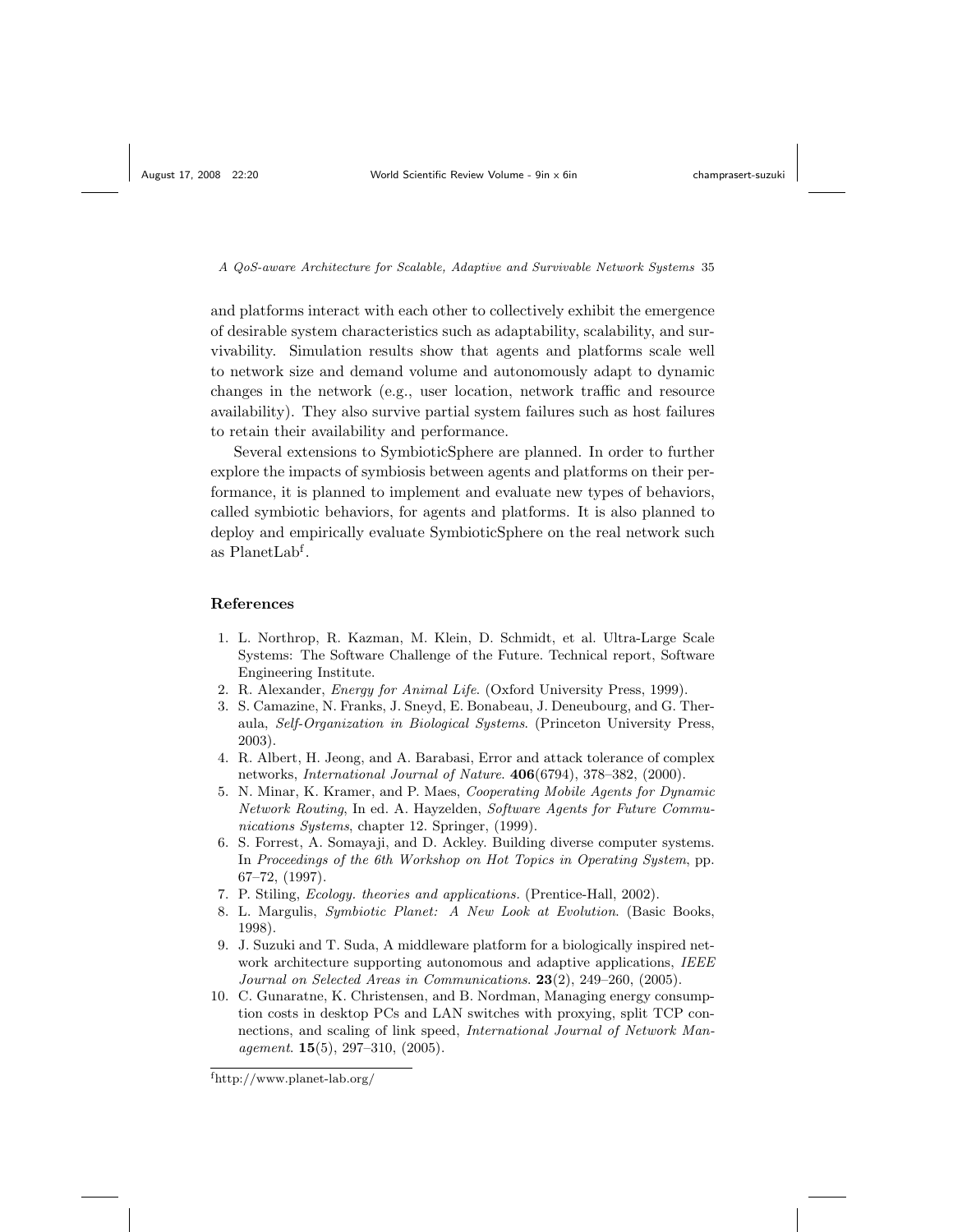and platforms interact with each other to collectively exhibit the emergence of desirable system characteristics such as adaptability, scalability, and survivability. Simulation results show that agents and platforms scale well to network size and demand volume and autonomously adapt to dynamic changes in the network (e.g., user location, network traffic and resource availability). They also survive partial system failures such as host failures to retain their availability and performance.

Several extensions to SymbioticSphere are planned. In order to further explore the impacts of symbiosis between agents and platforms on their performance, it is planned to implement and evaluate new types of behaviors, called symbiotic behaviors, for agents and platforms. It is also planned to deploy and empirically evaluate SymbioticSphere on the real network such as PlanetLab[f].

## References

1. L. Northrop, R. Kazman, M. Klein, D. Schmidt, et al. Ultra-Large Scale Systems: The Software Challenge of the Future. Technical report, Software Engineering Institute.
2. R. Alexander, *Energy for Animal Life*. (Oxford University Press, 1999).
3. S. Camazine, N. Franks, J. Sneyd, E. Bonabeau, J. Deneubourg, and G. Theraula, *Self-Organization in Biological Systems*. (Princeton University Press, 2003).
4. R. Albert, H. Jeong, and A. Barabasi, Error and attack tolerance of complex networks, *International Journal of Nature*. **406**(6794), 378–382, (2000).
5. N. Minar, K. Kramer, and P. Maes, *Cooperating Mobile Agents for Dynamic Network Routing*, In ed. A. Hayzelden, *Software Agents for Future Communications Systems*, chapter 12. Springer, (1999).
6. S. Forrest, A. Somayaji, and D. Ackley. Building diverse computer systems. In *Proceedings of the 6th Workshop on Hot Topics in Operating System*, pp. 67–72, (1997).
7. P. Stiling, *Ecology. theories and applications*. (Prentice-Hall, 2002).
8. L. Margulis, *Symbiotic Planet: A New Look at Evolution*. (Basic Books, 1998).
9. J. Suzuki and T. Suda, A middleware platform for a biologically inspired network architecture supporting autonomous and adaptive applications, *IEEE Journal on Selected Areas in Communications*. **23**(2), 249–260, (2005).
10. C. Gunaratne, K. Christensen, and B. Nordman, Managing energy consumption costs in desktop PCs and LAN switches with proxying, split TCP connections, and scaling of link speed, *International Journal of Network Management*. **15**(5), 297–310, (2005).

[f] http://www.planet-lab.org/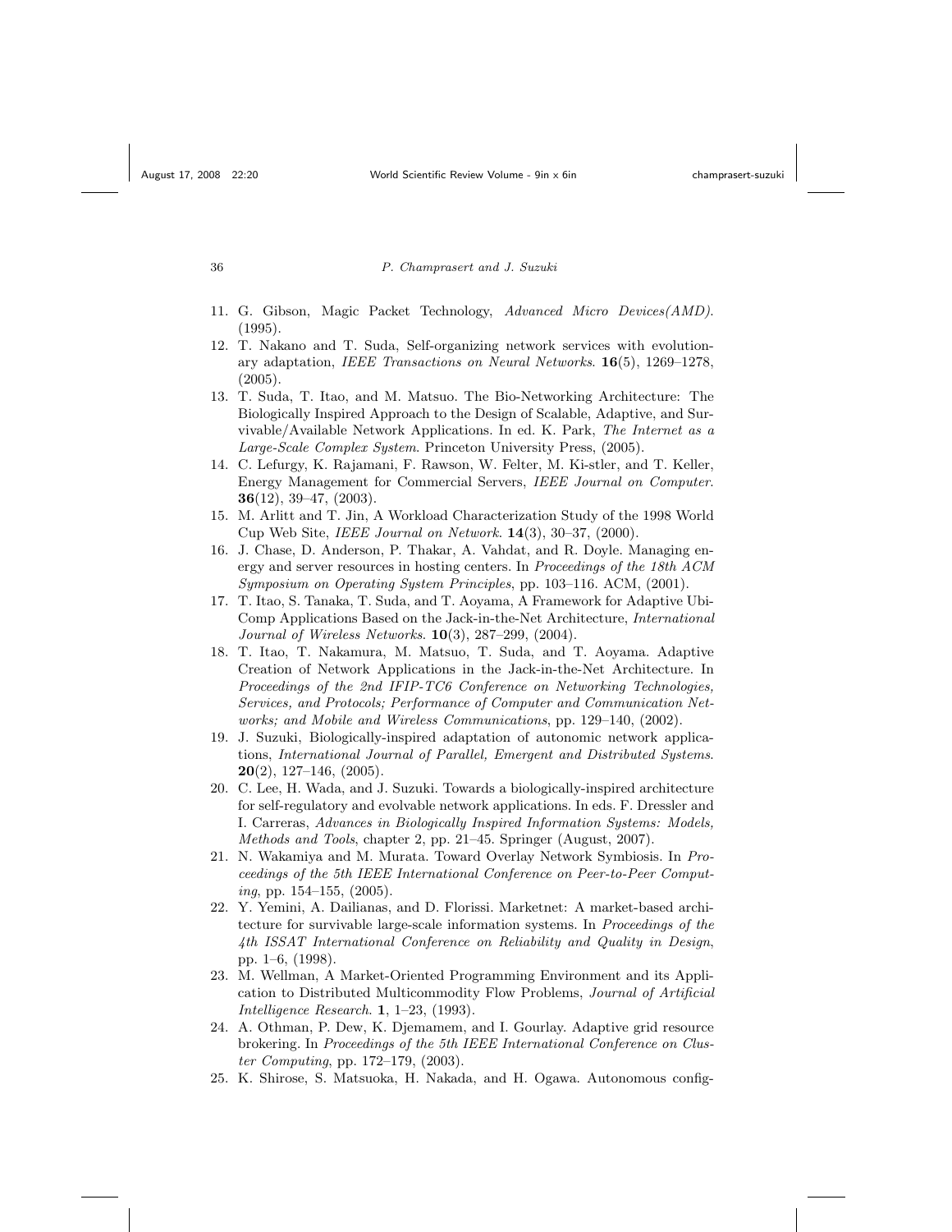11. G. Gibson, Magic Packet Technology, *Advanced Micro Devices(AMD)*. (1995).
12. T. Nakano and T. Suda, Self-organizing network services with evolutionary adaptation, *IEEE Transactions on Neural Networks*. **16**(5), 1269–1278, (2005).
13. T. Suda, T. Itao, and M. Matsuo. The Bio-Networking Architecture: The Biologically Inspired Approach to the Design of Scalable, Adaptive, and Survivable/Available Network Applications. In ed. K. Park, *The Internet as a Large-Scale Complex System*. Princeton University Press, (2005).
14. C. Lefurgy, K. Rajamani, F. Rawson, W. Felter, M. Ki-stler, and T. Keller, Energy Management for Commercial Servers, *IEEE Journal on Computer*. **36**(12), 39–47, (2003).
15. M. Arlitt and T. Jin, A Workload Characterization Study of the 1998 World Cup Web Site, *IEEE Journal on Network*. **14**(3), 30–37, (2000).
16. J. Chase, D. Anderson, P. Thakar, A. Vahdat, and R. Doyle. Managing energy and server resources in hosting centers. In *Proceedings of the 18th ACM Symposium on Operating System Principles*, pp. 103–116. ACM, (2001).
17. T. Itao, S. Tanaka, T. Suda, and T. Aoyama, A Framework for Adaptive UbiComp Applications Based on the Jack-in-the-Net Architecture, *International Journal of Wireless Networks*. **10**(3), 287–299, (2004).
18. T. Itao, T. Nakamura, M. Matsuo, T. Suda, and T. Aoyama. Adaptive Creation of Network Applications in the Jack-in-the-Net Architecture. In *Proceedings of the 2nd IFIP-TC6 Conference on Networking Technologies, Services, and Protocols; Performance of Computer and Communication Networks; and Mobile and Wireless Communications*, pp. 129–140, (2002).
19. J. Suzuki, Biologically-inspired adaptation of autonomic network applications, *International Journal of Parallel, Emergent and Distributed Systems*. **20**(2), 127–146, (2005).
20. C. Lee, H. Wada, and J. Suzuki. Towards a biologically-inspired architecture for self-regulatory and evolvable network applications. In eds. F. Dressler and I. Carreras, *Advances in Biologically Inspired Information Systems: Models, Methods and Tools*, chapter 2, pp. 21–45. Springer (August, 2007).
21. N. Wakamiya and M. Murata. Toward Overlay Network Symbiosis. In *Proceedings of the 5th IEEE International Conference on Peer-to-Peer Computing*, pp. 154–155, (2005).
22. Y. Yemini, A. Dailianas, and D. Florissi. Marketnet: A market-based architecture for survivable large-scale information systems. In *Proceedings of the 4th ISSAT International Conference on Reliability and Quality in Design*, pp. 1–6, (1998).
23. M. Wellman, A Market-Oriented Programming Environment and its Application to Distributed Multicommodity Flow Problems, *Journal of Artificial Intelligence Research*. **1**, 1–23, (1993).
24. A. Othman, P. Dew, K. Djemamem, and I. Gourlay. Adaptive grid resource brokering. In *Proceedings of the 5th IEEE International Conference on Cluster Computing*, pp. 172–179, (2003).
25. K. Shirose, S. Matsuoka, H. Nakada, and H. Ogawa. Autonomous config-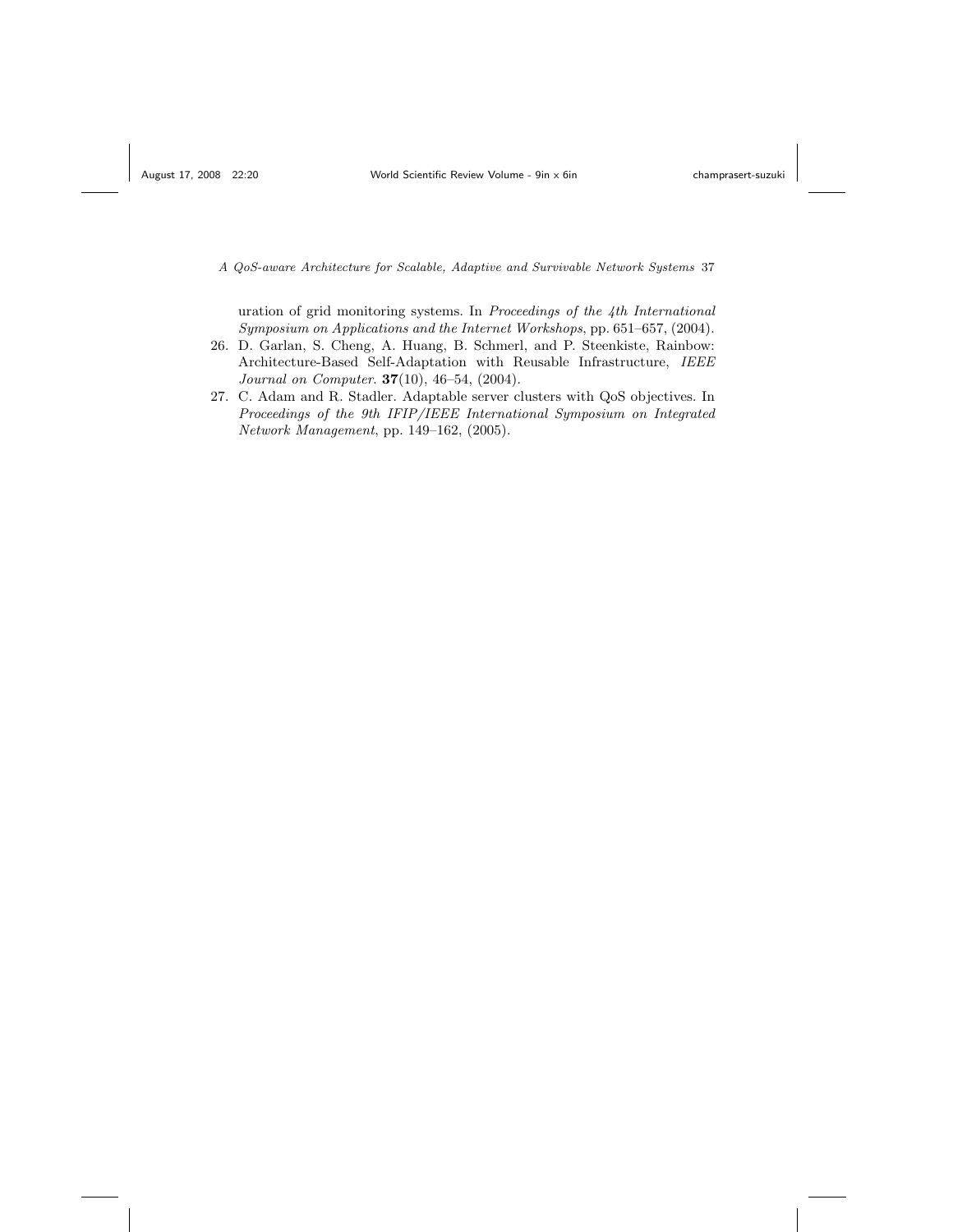uration of grid monitoring systems. In *Proceedings of the 4th International Symposium on Applications and the Internet Workshops*, pp. 651–657, (2004).

26. D. Garlan, S. Cheng, A. Huang, B. Schmerl, and P. Steenkiste, Rainbow: Architecture-Based Self-Adaptation with Reusable Infrastructure, *IEEE Journal on Computer*. **37**(10), 46–54, (2004).
27. C. Adam and R. Stadler. Adaptable server clusters with QoS objectives. In *Proceedings of the 9th IFIP/IEEE International Symposium on Integrated Network Management*, pp. 149–162, (2005).